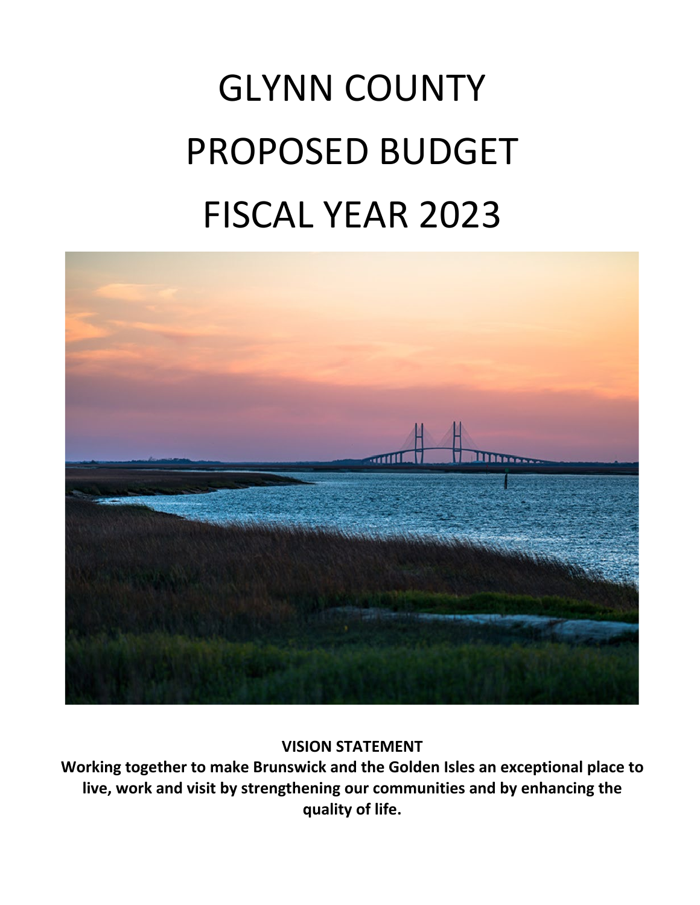# GLYNN COUNTY
# PROPOSED BUDGET
# FISCAL YEAR 2023

**VISION STATEMENT**

**Working together to make Brunswick and the Golden Isles an exceptional place to live, work and visit by strengthening our communities and by enhancing the quality of life.**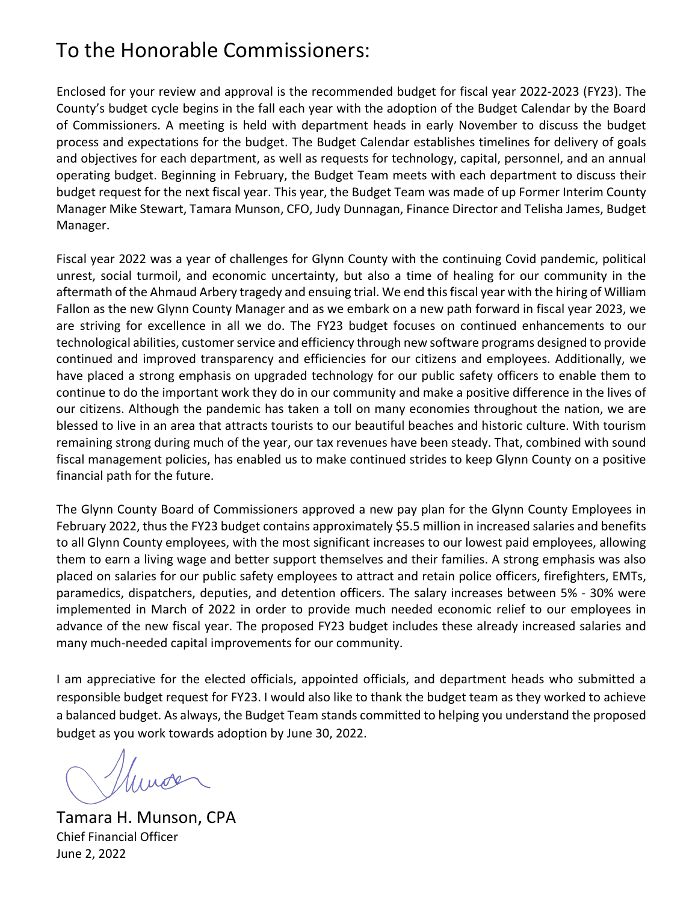# To the Honorable Commissioners:

Enclosed for your review and approval is the recommended budget for fiscal year 2022-2023 (FY23). The County's budget cycle begins in the fall each year with the adoption of the Budget Calendar by the Board of Commissioners. A meeting is held with department heads in early November to discuss the budget process and expectations for the budget. The Budget Calendar establishes timelines for delivery of goals and objectives for each department, as well as requests for technology, capital, personnel, and an annual operating budget. Beginning in February, the Budget Team meets with each department to discuss their budget request for the next fiscal year. This year, the Budget Team was made of up Former Interim County Manager Mike Stewart, Tamara Munson, CFO, Judy Dunnagan, Finance Director and Telisha James, Budget Manager.

Fiscal year 2022 was a year of challenges for Glynn County with the continuing Covid pandemic, political unrest, social turmoil, and economic uncertainty, but also a time of healing for our community in the aftermath of the Ahmaud Arbery tragedy and ensuing trial. We end this fiscal year with the hiring of William Fallon as the new Glynn County Manager and as we embark on a new path forward in fiscal year 2023, we are striving for excellence in all we do. The FY23 budget focuses on continued enhancements to our technological abilities, customer service and efficiency through new software programs designed to provide continued and improved transparency and efficiencies for our citizens and employees. Additionally, we have placed a strong emphasis on upgraded technology for our public safety officers to enable them to continue to do the important work they do in our community and make a positive difference in the lives of our citizens. Although the pandemic has taken a toll on many economies throughout the nation, we are blessed to live in an area that attracts tourists to our beautiful beaches and historic culture. With tourism remaining strong during much of the year, our tax revenues have been steady. That, combined with sound fiscal management policies, has enabled us to make continued strides to keep Glynn County on a positive financial path for the future.

The Glynn County Board of Commissioners approved a new pay plan for the Glynn County Employees in February 2022, thus the FY23 budget contains approximately $5.5 million in increased salaries and benefits to all Glynn County employees, with the most significant increases to our lowest paid employees, allowing them to earn a living wage and better support themselves and their families. A strong emphasis was also placed on salaries for our public safety employees to attract and retain police officers, firefighters, EMTs, paramedics, dispatchers, deputies, and detention officers. The salary increases between 5% - 30% were implemented in March of 2022 in order to provide much needed economic relief to our employees in advance of the new fiscal year. The proposed FY23 budget includes these already increased salaries and many much-needed capital improvements for our community.

I am appreciative for the elected officials, appointed officials, and department heads who submitted a responsible budget request for FY23. I would also like to thank the budget team as they worked to achieve a balanced budget. As always, the Budget Team stands committed to helping you understand the proposed budget as you work towards adoption by June 30, 2022.

Tamara H. Munson, CPA
Chief Financial Officer
June 2, 2022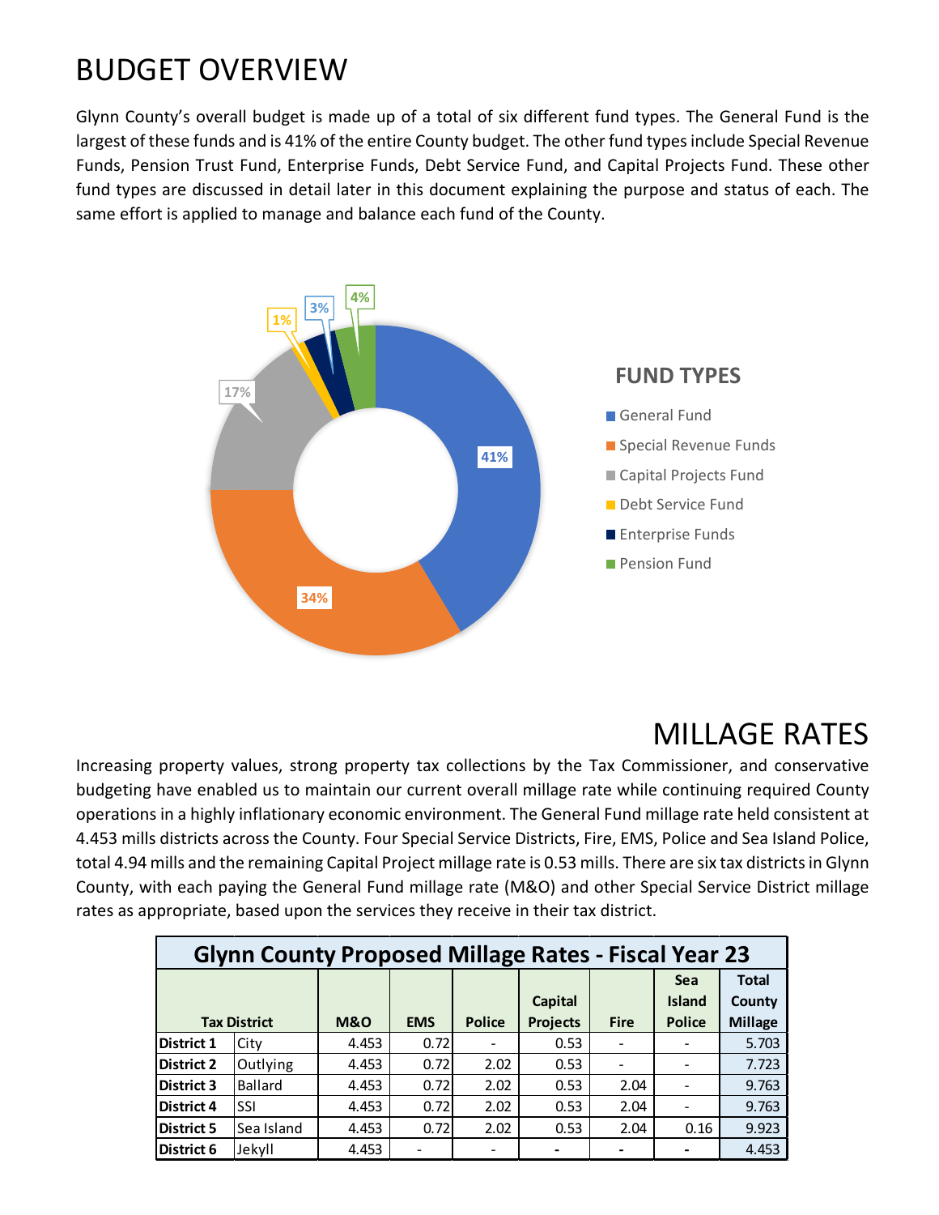# BUDGET OVERVIEW

Glynn County's overall budget is made up of a total of six different fund types. The General Fund is the largest of these funds and is 41% of the entire County budget. The other fund types include Special Revenue Funds, Pension Trust Fund, Enterprise Funds, Debt Service Fund, and Capital Projects Fund. These other fund types are discussed in detail later in this document explaining the purpose and status of each. The same effort is applied to manage and balance each fund of the County.

**FUND TYPES**

- General Fund: 41%
- Special Revenue Funds: 34%
- Capital Projects Fund: 17%
- Debt Service Fund: 1%
- Enterprise Funds: 3%
- Pension Fund: 4%

# MILLAGE RATES

Increasing property values, strong property tax collections by the Tax Commissioner, and conservative budgeting have enabled us to maintain our current overall millage rate while continuing required County operations in a highly inflationary economic environment. The General Fund millage rate held consistent at 4.453 mills districts across the County. Four Special Service Districts, Fire, EMS, Police and Sea Island Police, total 4.94 mills and the remaining Capital Project millage rate is 0.53 mills. There are six tax districts in Glynn County, with each paying the General Fund millage rate (M&O) and other Special Service District millage rates as appropriate, based upon the services they receive in their tax district.

**Glynn County Proposed Millage Rates - Fiscal Year 23**

| Tax District | | M&O | EMS | Police | Capital Projects | Fire | Sea Island Police | Total County Millage |
|---|---|---|---|---|---|---|---|---|
| District 1 | City | 4.453 | 0.72 | - | 0.53 | - | - | 5.703 |
| District 2 | Outlying | 4.453 | 0.72 | 2.02 | 0.53 | - | - | 7.723 |
| District 3 | Ballard | 4.453 | 0.72 | 2.02 | 0.53 | 2.04 | - | 9.763 |
| District 4 | SSI | 4.453 | 0.72 | 2.02 | 0.53 | 2.04 | - | 9.763 |
| District 5 | Sea Island | 4.453 | 0.72 | 2.02 | 0.53 | 2.04 | 0.16 | 9.923 |
| District 6 | Jekyll | 4.453 | - | - | - | - | - | 4.453 |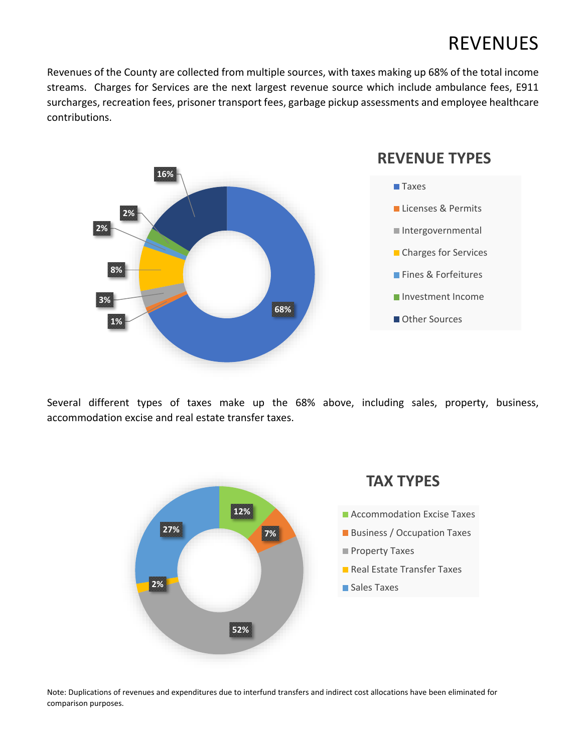# REVENUES

Revenues of the County are collected from multiple sources, with taxes making up 68% of the total income streams. Charges for Services are the next largest revenue source which include ambulance fees, E911 surcharges, recreation fees, prisoner transport fees, garbage pickup assessments and employee healthcare contributions.

## REVENUE TYPES

| Revenue Type | Percentage |
|---|---|
| Taxes | 68% |
| Licenses & Permits | 1% |
| Intergovernmental | 3% |
| Charges for Services | 8% |
| Fines & Forfeitures | 2% |
| Investment Income | 2% |
| Other Sources | 16% |

Several different types of taxes make up the 68% above, including sales, property, business, accommodation excise and real estate transfer taxes.

## TAX TYPES

| Tax Type | Percentage |
|---|---|
| Accommodation Excise Taxes | 12% |
| Business / Occupation Taxes | 7% |
| Property Taxes | 52% |
| Real Estate Transfer Taxes | 2% |
| Sales Taxes | 27% |

Note: Duplications of revenues and expenditures due to interfund transfers and indirect cost allocations have been eliminated for comparison purposes.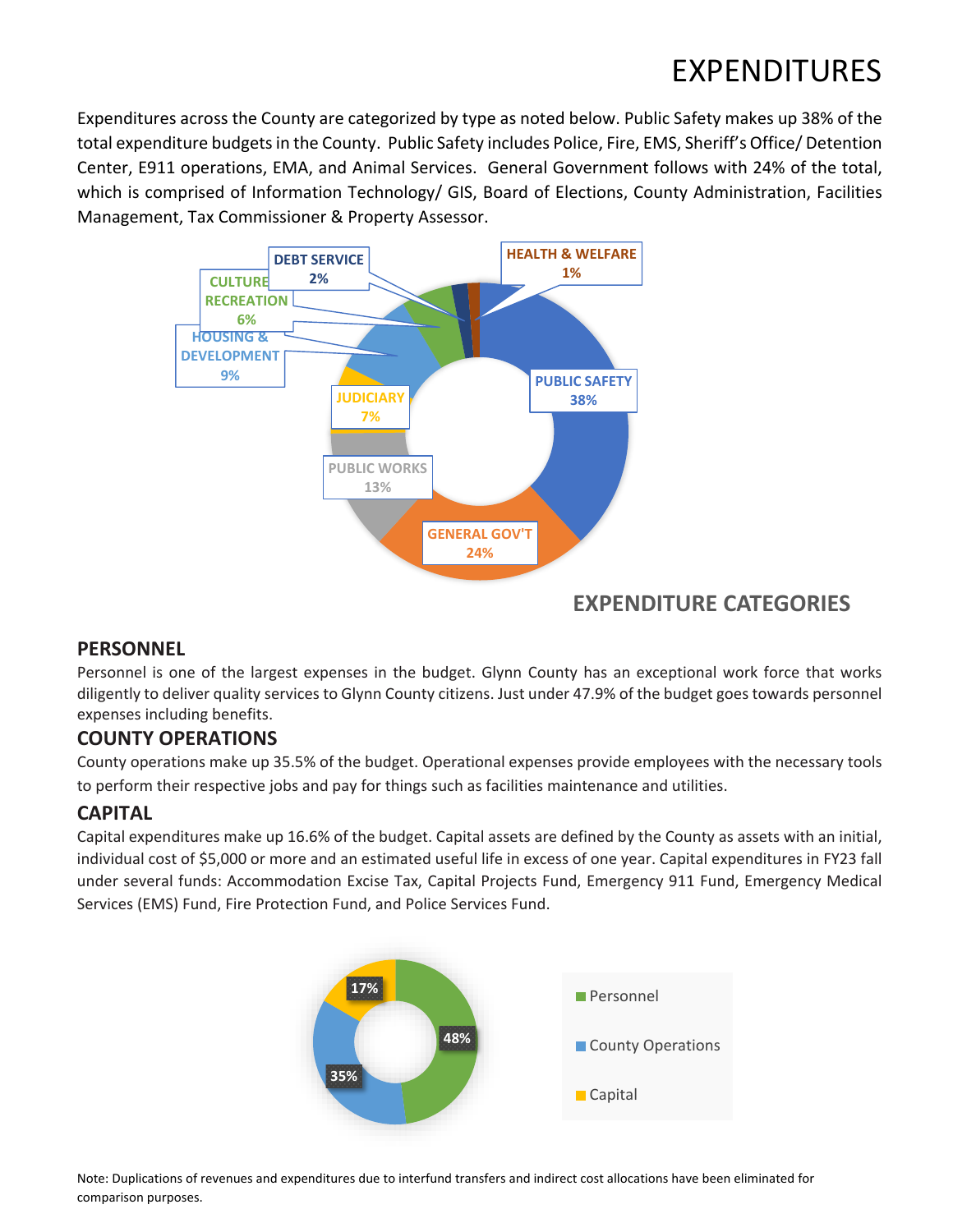# EXPENDITURES

Expenditures across the County are categorized by type as noted below. Public Safety makes up 38% of the total expenditure budgets in the County. Public Safety includes Police, Fire, EMS, Sheriff's Office/ Detention Center, E911 operations, EMA, and Animal Services. General Government follows with 24% of the total, which is comprised of Information Technology/ GIS, Board of Elections, County Administration, Facilities Management, Tax Commissioner & Property Assessor.

| Category | Percent |
|---|---|
| PUBLIC SAFETY | 38% |
| GENERAL GOV'T | 24% |
| PUBLIC WORKS | 13% |
| JUDICIARY | 7% |
| HOUSING & DEVELOPMENT | 9% |
| CULTURE RECREATION | 6% |
| DEBT SERVICE | 2% |
| HEALTH & WELFARE | 1% |

## EXPENDITURE CATEGORIES

### PERSONNEL

Personnel is one of the largest expenses in the budget. Glynn County has an exceptional work force that works diligently to deliver quality services to Glynn County citizens. Just under 47.9% of the budget goes towards personnel expenses including benefits.

### COUNTY OPERATIONS

County operations make up 35.5% of the budget. Operational expenses provide employees with the necessary tools to perform their respective jobs and pay for things such as facilities maintenance and utilities.

### CAPITAL

Capital expenditures make up 16.6% of the budget. Capital assets are defined by the County as assets with an initial, individual cost of $5,000 or more and an estimated useful life in excess of one year. Capital expenditures in FY23 fall under several funds: Accommodation Excise Tax, Capital Projects Fund, Emergency 911 Fund, Emergency Medical Services (EMS) Fund, Fire Protection Fund, and Police Services Fund.

| Category | Percent |
|---|---|
| Personnel | 48% |
| County Operations | 35% |
| Capital | 17% |

Note: Duplications of revenues and expenditures due to interfund transfers and indirect cost allocations have been eliminated for comparison purposes.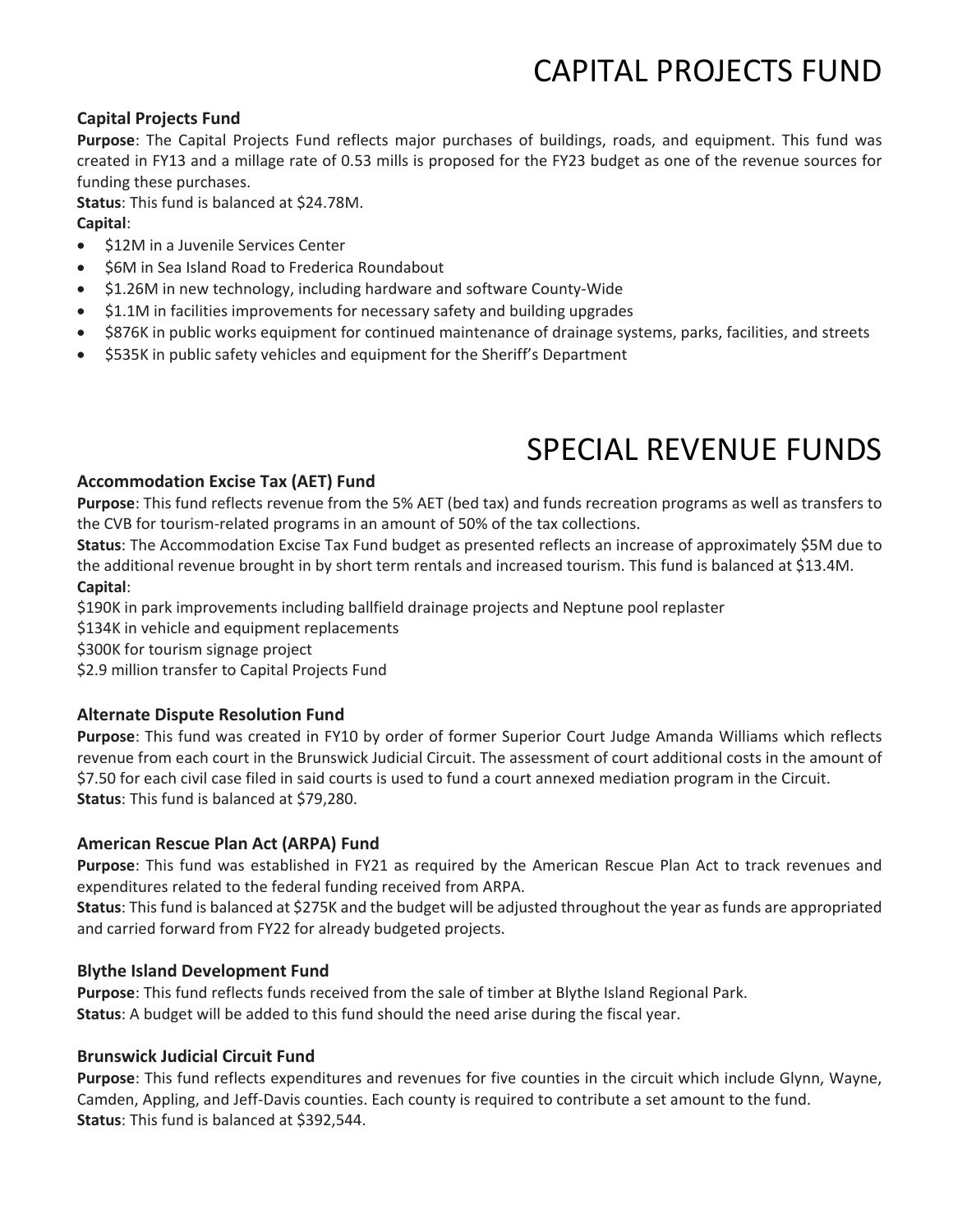# CAPITAL PROJECTS FUND

### Capital Projects Fund

**Purpose**: The Capital Projects Fund reflects major purchases of buildings, roads, and equipment. This fund was created in FY13 and a millage rate of 0.53 mills is proposed for the FY23 budget as one of the revenue sources for funding these purchases.

**Status**: This fund is balanced at $24.78M.

**Capital**:

- $12M in a Juvenile Services Center
- $6M in Sea Island Road to Frederica Roundabout
- $1.26M in new technology, including hardware and software County-Wide
- $1.1M in facilities improvements for necessary safety and building upgrades
- $876K in public works equipment for continued maintenance of drainage systems, parks, facilities, and streets
- $535K in public safety vehicles and equipment for the Sheriff's Department

# SPECIAL REVENUE FUNDS

### Accommodation Excise Tax (AET) Fund

**Purpose**: This fund reflects revenue from the 5% AET (bed tax) and funds recreation programs as well as transfers to the CVB for tourism-related programs in an amount of 50% of the tax collections.

**Status**: The Accommodation Excise Tax Fund budget as presented reflects an increase of approximately $5M due to the additional revenue brought in by short term rentals and increased tourism. This fund is balanced at $13.4M.

**Capital**:

$190K in park improvements including ballfield drainage projects and Neptune pool replaster

$134K in vehicle and equipment replacements

$300K for tourism signage project

$2.9 million transfer to Capital Projects Fund

### Alternate Dispute Resolution Fund

**Purpose**: This fund was created in FY10 by order of former Superior Court Judge Amanda Williams which reflects revenue from each court in the Brunswick Judicial Circuit. The assessment of court additional costs in the amount of $7.50 for each civil case filed in said courts is used to fund a court annexed mediation program in the Circuit.

**Status**: This fund is balanced at $79,280.

### American Rescue Plan Act (ARPA) Fund

**Purpose**: This fund was established in FY21 as required by the American Rescue Plan Act to track revenues and expenditures related to the federal funding received from ARPA.

**Status**: This fund is balanced at $275K and the budget will be adjusted throughout the year as funds are appropriated and carried forward from FY22 for already budgeted projects.

### Blythe Island Development Fund

**Purpose**: This fund reflects funds received from the sale of timber at Blythe Island Regional Park.

**Status**: A budget will be added to this fund should the need arise during the fiscal year.

### Brunswick Judicial Circuit Fund

**Purpose**: This fund reflects expenditures and revenues for five counties in the circuit which include Glynn, Wayne, Camden, Appling, and Jeff-Davis counties. Each county is required to contribute a set amount to the fund.

**Status**: This fund is balanced at $392,544.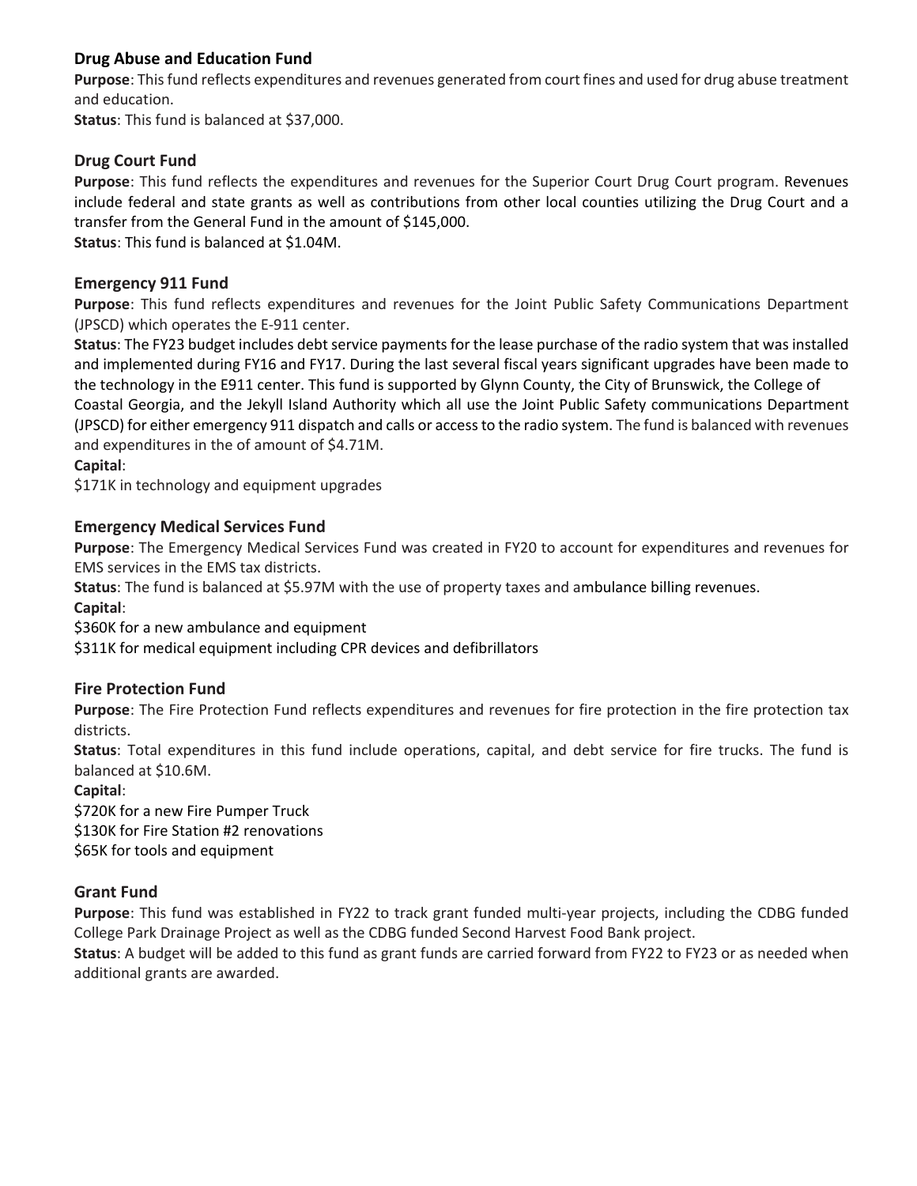### Drug Abuse and Education Fund

**Purpose**: This fund reflects expenditures and revenues generated from court fines and used for drug abuse treatment and education.

**Status**: This fund is balanced at $37,000.

### Drug Court Fund

**Purpose**: This fund reflects the expenditures and revenues for the Superior Court Drug Court program. Revenues include federal and state grants as well as contributions from other local counties utilizing the Drug Court and a transfer from the General Fund in the amount of $145,000.

**Status**: This fund is balanced at $1.04M.

### Emergency 911 Fund

**Purpose**: This fund reflects expenditures and revenues for the Joint Public Safety Communications Department (JPSCD) which operates the E-911 center.

**Status**: The FY23 budget includes debt service payments for the lease purchase of the radio system that was installed and implemented during FY16 and FY17. During the last several fiscal years significant upgrades have been made to the technology in the E911 center. This fund is supported by Glynn County, the City of Brunswick, the College of Coastal Georgia, and the Jekyll Island Authority which all use the Joint Public Safety communications Department (JPSCD) for either emergency 911 dispatch and calls or access to the radio system. The fund is balanced with revenues and expenditures in the of amount of $4.71M.

**Capital**:

$171K in technology and equipment upgrades

### Emergency Medical Services Fund

**Purpose**: The Emergency Medical Services Fund was created in FY20 to account for expenditures and revenues for EMS services in the EMS tax districts.

**Status**: The fund is balanced at $5.97M with the use of property taxes and ambulance billing revenues.

**Capital**:

$360K for a new ambulance and equipment

$311K for medical equipment including CPR devices and defibrillators

### Fire Protection Fund

**Purpose**: The Fire Protection Fund reflects expenditures and revenues for fire protection in the fire protection tax districts.

**Status**: Total expenditures in this fund include operations, capital, and debt service for fire trucks. The fund is balanced at $10.6M.

**Capital**:

$720K for a new Fire Pumper Truck

$130K for Fire Station #2 renovations

$65K for tools and equipment

### Grant Fund

**Purpose**: This fund was established in FY22 to track grant funded multi-year projects, including the CDBG funded College Park Drainage Project as well as the CDBG funded Second Harvest Food Bank project.

**Status**: A budget will be added to this fund as grant funds are carried forward from FY22 to FY23 or as needed when additional grants are awarded.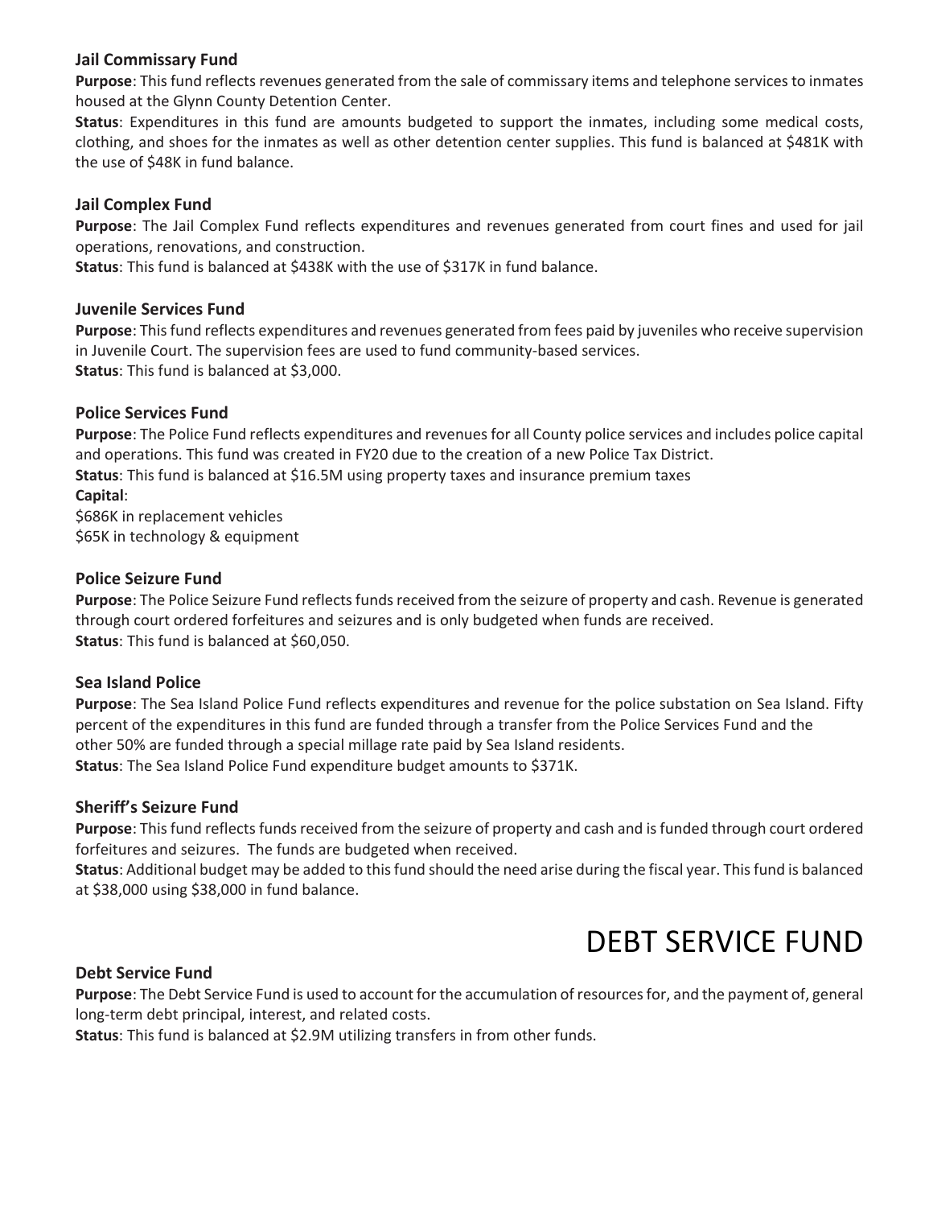### Jail Commissary Fund

**Purpose**: This fund reflects revenues generated from the sale of commissary items and telephone services to inmates housed at the Glynn County Detention Center.

**Status**: Expenditures in this fund are amounts budgeted to support the inmates, including some medical costs, clothing, and shoes for the inmates as well as other detention center supplies. This fund is balanced at $481K with the use of $48K in fund balance.

### Jail Complex Fund

**Purpose**: The Jail Complex Fund reflects expenditures and revenues generated from court fines and used for jail operations, renovations, and construction.

**Status**: This fund is balanced at $438K with the use of $317K in fund balance.

### Juvenile Services Fund

**Purpose**: This fund reflects expenditures and revenues generated from fees paid by juveniles who receive supervision in Juvenile Court. The supervision fees are used to fund community-based services.

**Status**: This fund is balanced at $3,000.

### Police Services Fund

**Purpose**: The Police Fund reflects expenditures and revenues for all County police services and includes police capital and operations. This fund was created in FY20 due to the creation of a new Police Tax District.

**Status**: This fund is balanced at $16.5M using property taxes and insurance premium taxes

**Capital**:

$686K in replacement vehicles

$65K in technology & equipment

### Police Seizure Fund

**Purpose**: The Police Seizure Fund reflects funds received from the seizure of property and cash. Revenue is generated through court ordered forfeitures and seizures and is only budgeted when funds are received.

**Status**: This fund is balanced at $60,050.

### Sea Island Police

**Purpose**: The Sea Island Police Fund reflects expenditures and revenue for the police substation on Sea Island. Fifty percent of the expenditures in this fund are funded through a transfer from the Police Services Fund and the other 50% are funded through a special millage rate paid by Sea Island residents.

**Status**: The Sea Island Police Fund expenditure budget amounts to $371K.

### Sheriff's Seizure Fund

**Purpose**: This fund reflects funds received from the seizure of property and cash and is funded through court ordered forfeitures and seizures. The funds are budgeted when received.

**Status**: Additional budget may be added to this fund should the need arise during the fiscal year. This fund is balanced at $38,000 using $38,000 in fund balance.

# DEBT SERVICE FUND

### Debt Service Fund

**Purpose**: The Debt Service Fund is used to account for the accumulation of resources for, and the payment of, general long-term debt principal, interest, and related costs.

**Status**: This fund is balanced at $2.9M utilizing transfers in from other funds.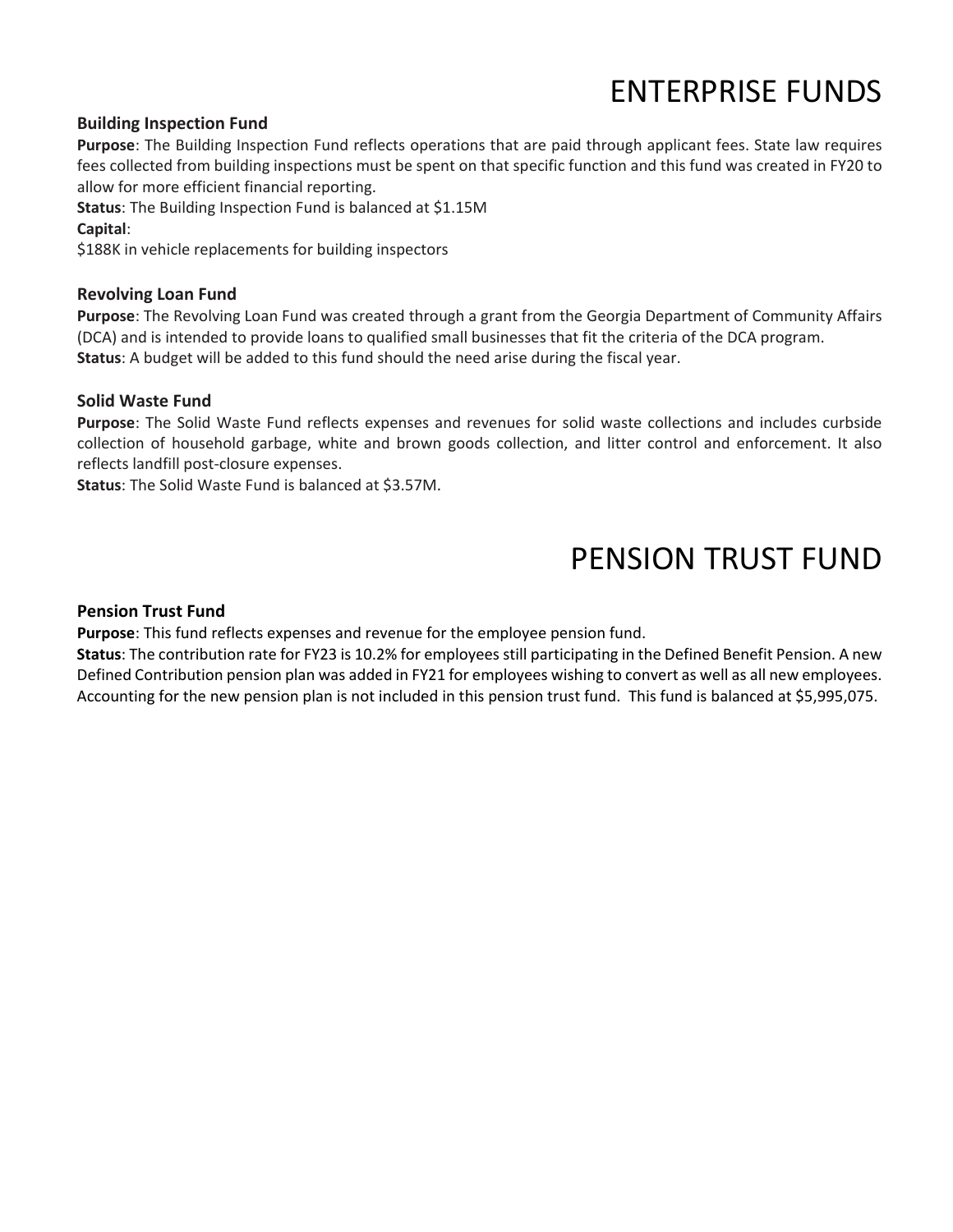# ENTERPRISE FUNDS

### Building Inspection Fund

**Purpose**: The Building Inspection Fund reflects operations that are paid through applicant fees. State law requires fees collected from building inspections must be spent on that specific function and this fund was created in FY20 to allow for more efficient financial reporting.

**Status**: The Building Inspection Fund is balanced at $1.15M

**Capital**:

$188K in vehicle replacements for building inspectors

### Revolving Loan Fund

**Purpose**: The Revolving Loan Fund was created through a grant from the Georgia Department of Community Affairs (DCA) and is intended to provide loans to qualified small businesses that fit the criteria of the DCA program.

**Status**: A budget will be added to this fund should the need arise during the fiscal year.

### Solid Waste Fund

**Purpose**: The Solid Waste Fund reflects expenses and revenues for solid waste collections and includes curbside collection of household garbage, white and brown goods collection, and litter control and enforcement. It also reflects landfill post-closure expenses.

**Status**: The Solid Waste Fund is balanced at $3.57M.

# PENSION TRUST FUND

### Pension Trust Fund

**Purpose**: This fund reflects expenses and revenue for the employee pension fund.

**Status**: The contribution rate for FY23 is 10.2% for employees still participating in the Defined Benefit Pension. A new Defined Contribution pension plan was added in FY21 for employees wishing to convert as well as all new employees. Accounting for the new pension plan is not included in this pension trust fund. This fund is balanced at $5,995,075.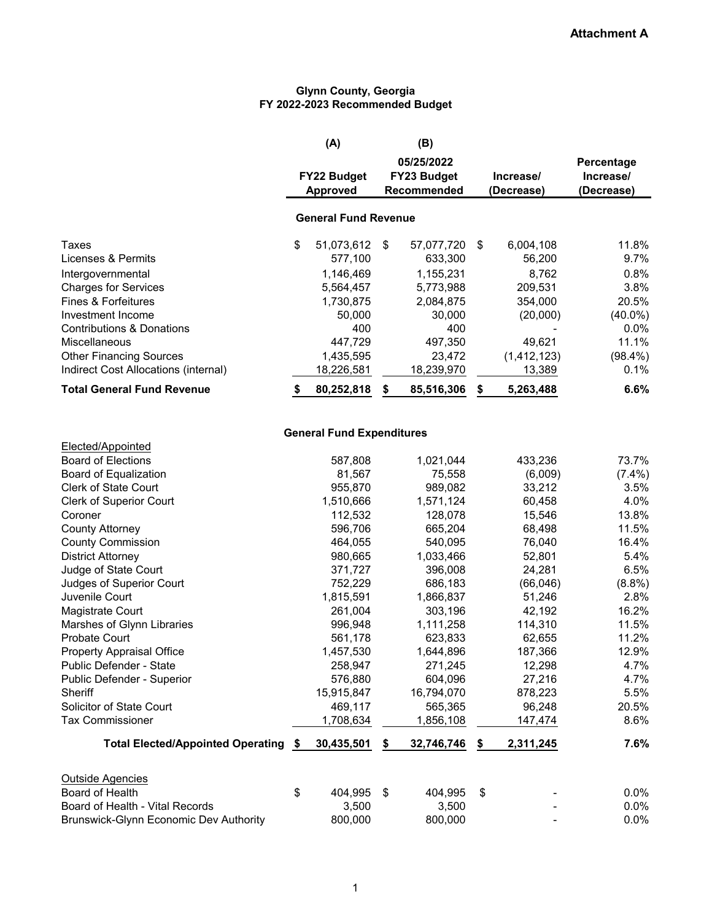**Attachment A**

**Glynn County, Georgia**
**FY 2022-2023 Recommended Budget**

| | (A) FY22 Budget Approved | (B) 05/25/2022 FY23 Budget Recommended | Increase/ (Decrease) | Percentage Increase/ (Decrease) |
|---|---|---|---|---|
| **General Fund Revenue** | | | | |
| Taxes | $ 51,073,612 | $ 57,077,720 | $ 6,004,108 | 11.8% |
| Licenses & Permits | 577,100 | 633,300 | 56,200 | 9.7% |
| Intergovernmental | 1,146,469 | 1,155,231 | 8,762 | 0.8% |
| Charges for Services | 5,564,457 | 5,773,988 | 209,531 | 3.8% |
| Fines & Forfeitures | 1,730,875 | 2,084,875 | 354,000 | 20.5% |
| Investment Income | 50,000 | 30,000 | (20,000) | (40.0%) |
| Contributions & Donations | 400 | 400 | - | 0.0% |
| Miscellaneous | 447,729 | 497,350 | 49,621 | 11.1% |
| Other Financing Sources | 1,435,595 | 23,472 | (1,412,123) | (98.4%) |
| Indirect Cost Allocations (internal) | 18,226,581 | 18,239,970 | 13,389 | 0.1% |
| **Total General Fund Revenue** | **$ 80,252,818** | **$ 85,516,306** | **$ 5,263,488** | **6.6%** |
| **General Fund Expenditures** | | | | |
| Elected/Appointed | | | | |
| Board of Elections | 587,808 | 1,021,044 | 433,236 | 73.7% |
| Board of Equalization | 81,567 | 75,558 | (6,009) | (7.4%) |
| Clerk of State Court | 955,870 | 989,082 | 33,212 | 3.5% |
| Clerk of Superior Court | 1,510,666 | 1,571,124 | 60,458 | 4.0% |
| Coroner | 112,532 | 128,078 | 15,546 | 13.8% |
| County Attorney | 596,706 | 665,204 | 68,498 | 11.5% |
| County Commission | 464,055 | 540,095 | 76,040 | 16.4% |
| District Attorney | 980,665 | 1,033,466 | 52,801 | 5.4% |
| Judge of State Court | 371,727 | 396,008 | 24,281 | 6.5% |
| Judges of Superior Court | 752,229 | 686,183 | (66,046) | (8.8%) |
| Juvenile Court | 1,815,591 | 1,866,837 | 51,246 | 2.8% |
| Magistrate Court | 261,004 | 303,196 | 42,192 | 16.2% |
| Marshes of Glynn Libraries | 996,948 | 1,111,258 | 114,310 | 11.5% |
| Probate Court | 561,178 | 623,833 | 62,655 | 11.2% |
| Property Appraisal Office | 1,457,530 | 1,644,896 | 187,366 | 12.9% |
| Public Defender - State | 258,947 | 271,245 | 12,298 | 4.7% |
| Public Defender - Superior | 576,880 | 604,096 | 27,216 | 4.7% |
| Sheriff | 15,915,847 | 16,794,070 | 878,223 | 5.5% |
| Solicitor of State Court | 469,117 | 565,365 | 96,248 | 20.5% |
| Tax Commissioner | 1,708,634 | 1,856,108 | 147,474 | 8.6% |
| **Total Elected/Appointed Operating** | **$ 30,435,501** | **$ 32,746,746** | **$ 2,311,245** | **7.6%** |
| Outside Agencies | | | | |
| Board of Health | $ 404,995 | $ 404,995 | $ - | 0.0% |
| Board of Health - Vital Records | 3,500 | 3,500 | - | 0.0% |
| Brunswick-Glynn Economic Dev Authority | 800,000 | 800,000 | - | 0.0% |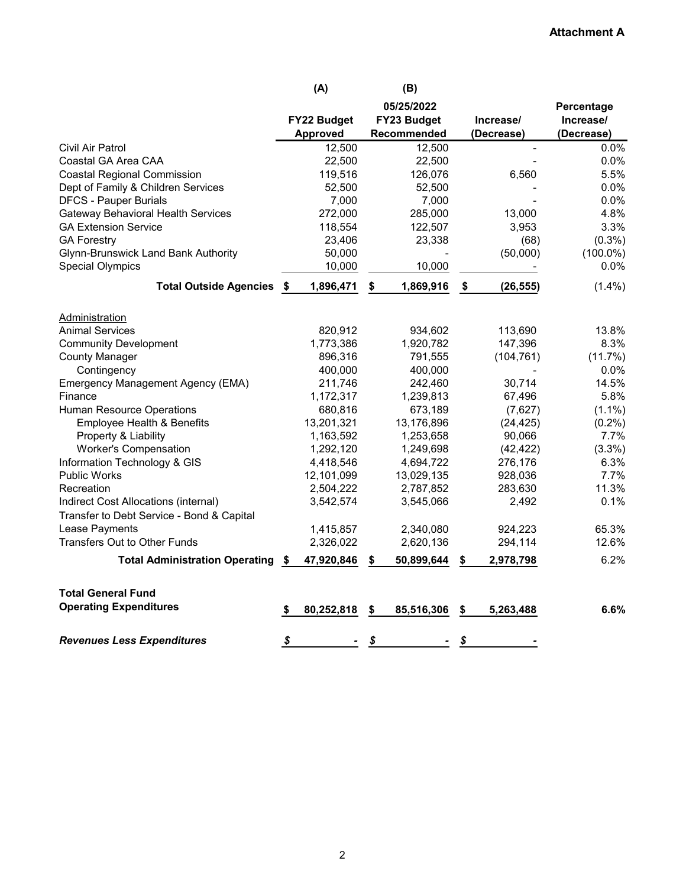**Attachment A**

| | (A) | (B) | | |
|---|---|---|---|---|
| | FY22 Budget Approved | 05/25/2022 FY23 Budget Recommended | Increase/ (Decrease) | Percentage Increase/ (Decrease) |
| Civil Air Patrol | 12,500 | 12,500 | - | 0.0% |
| Coastal GA Area CAA | 22,500 | 22,500 | - | 0.0% |
| Coastal Regional Commission | 119,516 | 126,076 | 6,560 | 5.5% |
| Dept of Family & Children Services | 52,500 | 52,500 | - | 0.0% |
| DFCS - Pauper Burials | 7,000 | 7,000 | - | 0.0% |
| Gateway Behavioral Health Services | 272,000 | 285,000 | 13,000 | 4.8% |
| GA Extension Service | 118,554 | 122,507 | 3,953 | 3.3% |
| GA Forestry | 23,406 | 23,338 | (68) | (0.3%) |
| Glynn-Brunswick Land Bank Authority | 50,000 | - | (50,000) | (100.0%) |
| Special Olympics | 10,000 | 10,000 | - | 0.0% |
| **Total Outside Agencies** | **$ 1,896,471** | **$ 1,869,916** | **$ (26,555)** | (1.4%) |
| Administration | | | | |
| Animal Services | 820,912 | 934,602 | 113,690 | 13.8% |
| Community Development | 1,773,386 | 1,920,782 | 147,396 | 8.3% |
| County Manager | 896,316 | 791,555 | (104,761) | (11.7%) |
| Contingency | 400,000 | 400,000 | - | 0.0% |
| Emergency Management Agency (EMA) | 211,746 | 242,460 | 30,714 | 14.5% |
| Finance | 1,172,317 | 1,239,813 | 67,496 | 5.8% |
| Human Resource Operations | 680,816 | 673,189 | (7,627) | (1.1%) |
| Employee Health & Benefits | 13,201,321 | 13,176,896 | (24,425) | (0.2%) |
| Property & Liability | 1,163,592 | 1,253,658 | 90,066 | 7.7% |
| Worker's Compensation | 1,292,120 | 1,249,698 | (42,422) | (3.3%) |
| Information Technology & GIS | 4,418,546 | 4,694,722 | 276,176 | 6.3% |
| Public Works | 12,101,099 | 13,029,135 | 928,036 | 7.7% |
| Recreation | 2,504,222 | 2,787,852 | 283,630 | 11.3% |
| Indirect Cost Allocations (internal) | 3,542,574 | 3,545,066 | 2,492 | 0.1% |
| Transfer to Debt Service - Bond & Capital Lease Payments | 1,415,857 | 2,340,080 | 924,223 | 65.3% |
| Transfers Out to Other Funds | 2,326,022 | 2,620,136 | 294,114 | 12.6% |
| **Total Administration Operating** | **$ 47,920,846** | **$ 50,899,644** | **$ 2,978,798** | 6.2% |
| **Total General Fund Operating Expenditures** | **$ 80,252,818** | **$ 85,516,306** | **$ 5,263,488** | **6.6%** |
| ***Revenues Less Expenditures*** | ***$ -*** | ***$ -*** | ***$ -*** | |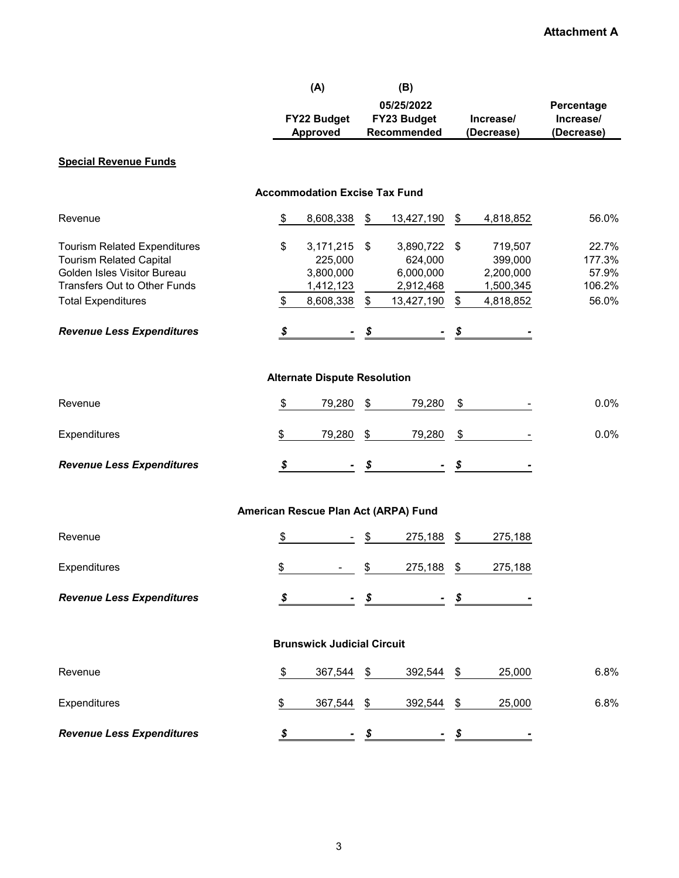**Attachment A**

| | (A) FY22 Budget Approved | (B) 05/25/2022 FY23 Budget Recommended | Increase/ (Decrease) | Percentage Increase/ (Decrease) |
|---|---|---|---|---|
| **Special Revenue Funds** | | | | |
| **Accommodation Excise Tax Fund** | | | | |
| Revenue | $ 8,608,338 | $ 13,427,190 | $ 4,818,852 | 56.0% |
| Tourism Related Expenditures | $ 3,171,215 | $ 3,890,722 | $ 719,507 | 22.7% |
| Tourism Related Capital | 225,000 | 624,000 | 399,000 | 177.3% |
| Golden Isles Visitor Bureau | 3,800,000 | 6,000,000 | 2,200,000 | 57.9% |
| Transfers Out to Other Funds | 1,412,123 | 2,912,468 | 1,500,345 | 106.2% |
| Total Expenditures | $ 8,608,338 | $ 13,427,190 | $ 4,818,852 | 56.0% |
| ***Revenue Less Expenditures*** | ***$ -*** | ***$ -*** | ***$ -*** | |
| **Alternate Dispute Resolution** | | | | |
| Revenue | $ 79,280 | $ 79,280 | $ - | 0.0% |
| Expenditures | $ 79,280 | $ 79,280 | $ - | 0.0% |
| ***Revenue Less Expenditures*** | ***$ -*** | ***$ -*** | ***$ -*** | |
| **American Rescue Plan Act (ARPA) Fund** | | | | |
| Revenue | $ - | $ 275,188 | $ 275,188 | |
| Expenditures | $ - | $ 275,188 | $ 275,188 | |
| ***Revenue Less Expenditures*** | ***$ -*** | ***$ -*** | ***$ -*** | |
| **Brunswick Judicial Circuit** | | | | |
| Revenue | $ 367,544 | $ 392,544 | $ 25,000 | 6.8% |
| Expenditures | $ 367,544 | $ 392,544 | $ 25,000 | 6.8% |
| ***Revenue Less Expenditures*** | ***$ -*** | ***$ -*** | ***$ -*** | |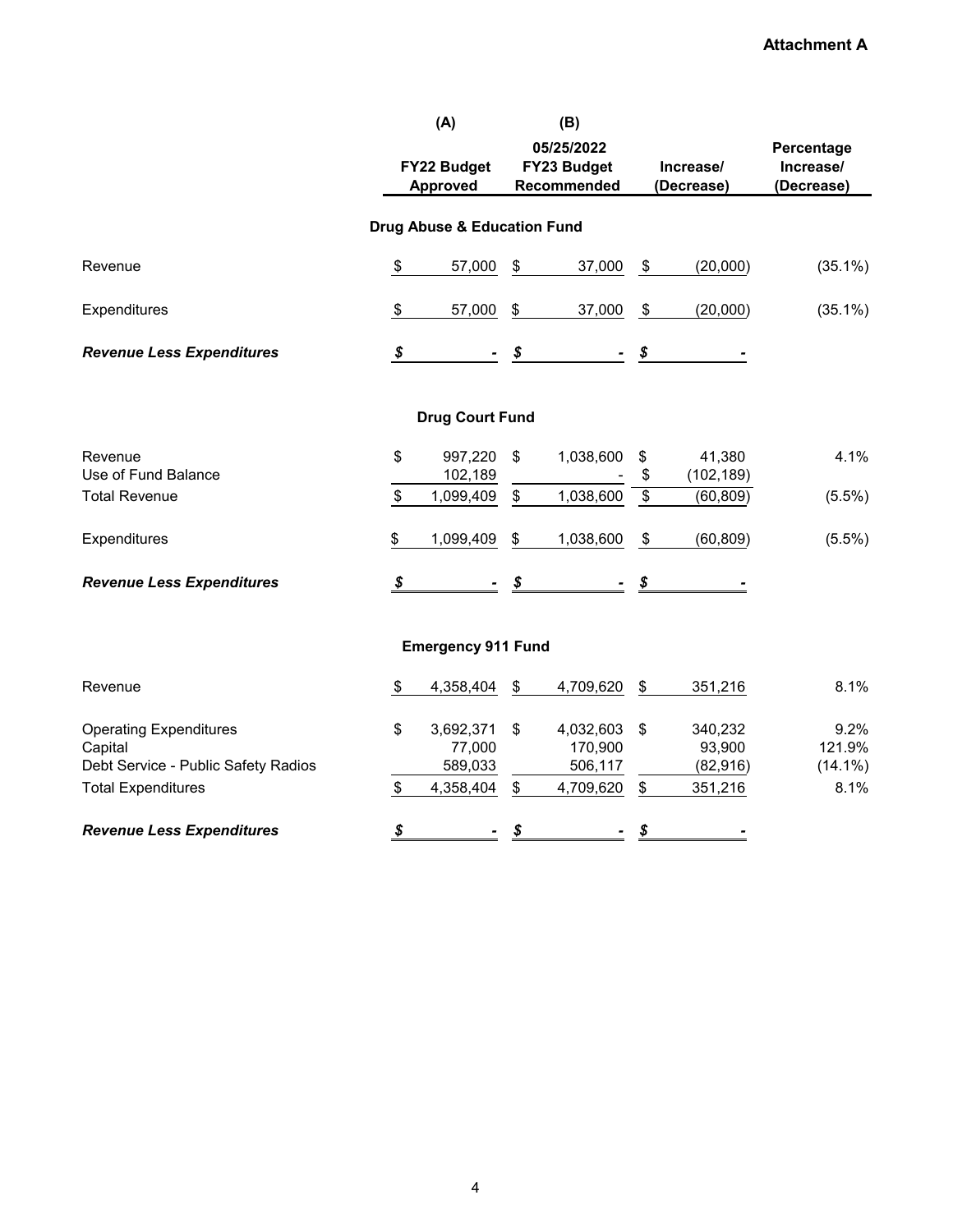**Attachment A**

| | (A) FY22 Budget Approved | (B) 05/25/2022 FY23 Budget Recommended | Increase/ (Decrease) | Percentage Increase/ (Decrease) |
|---|---|---|---|---|
| **Drug Abuse & Education Fund** | | | | |
| Revenue | $ 57,000 | $ 37,000 | $ (20,000) | (35.1%) |
| Expenditures | $ 57,000 | $ 37,000 | $ (20,000) | (35.1%) |
| ***Revenue Less Expenditures*** | ***$ -*** | ***$ -*** | ***$ -*** | |
| **Drug Court Fund** | | | | |
| Revenue | $ 997,220 | $ 1,038,600 | $ 41,380 | 4.1% |
| Use of Fund Balance | 102,189 | - | $ (102,189) | |
| Total Revenue | $ 1,099,409 | $ 1,038,600 | $ (60,809) | (5.5%) |
| Expenditures | $ 1,099,409 | $ 1,038,600 | $ (60,809) | (5.5%) |
| ***Revenue Less Expenditures*** | ***$ -*** | ***$ -*** | ***$ -*** | |
| **Emergency 911 Fund** | | | | |
| Revenue | $ 4,358,404 | $ 4,709,620 | $ 351,216 | 8.1% |
| Operating Expenditures | $ 3,692,371 | $ 4,032,603 | $ 340,232 | 9.2% |
| Capital | 77,000 | 170,900 | 93,900 | 121.9% |
| Debt Service - Public Safety Radios | 589,033 | 506,117 | (82,916) | (14.1%) |
| Total Expenditures | $ 4,358,404 | $ 4,709,620 | $ 351,216 | 8.1% |
| ***Revenue Less Expenditures*** | ***$ -*** | ***$ -*** | ***$ -*** | |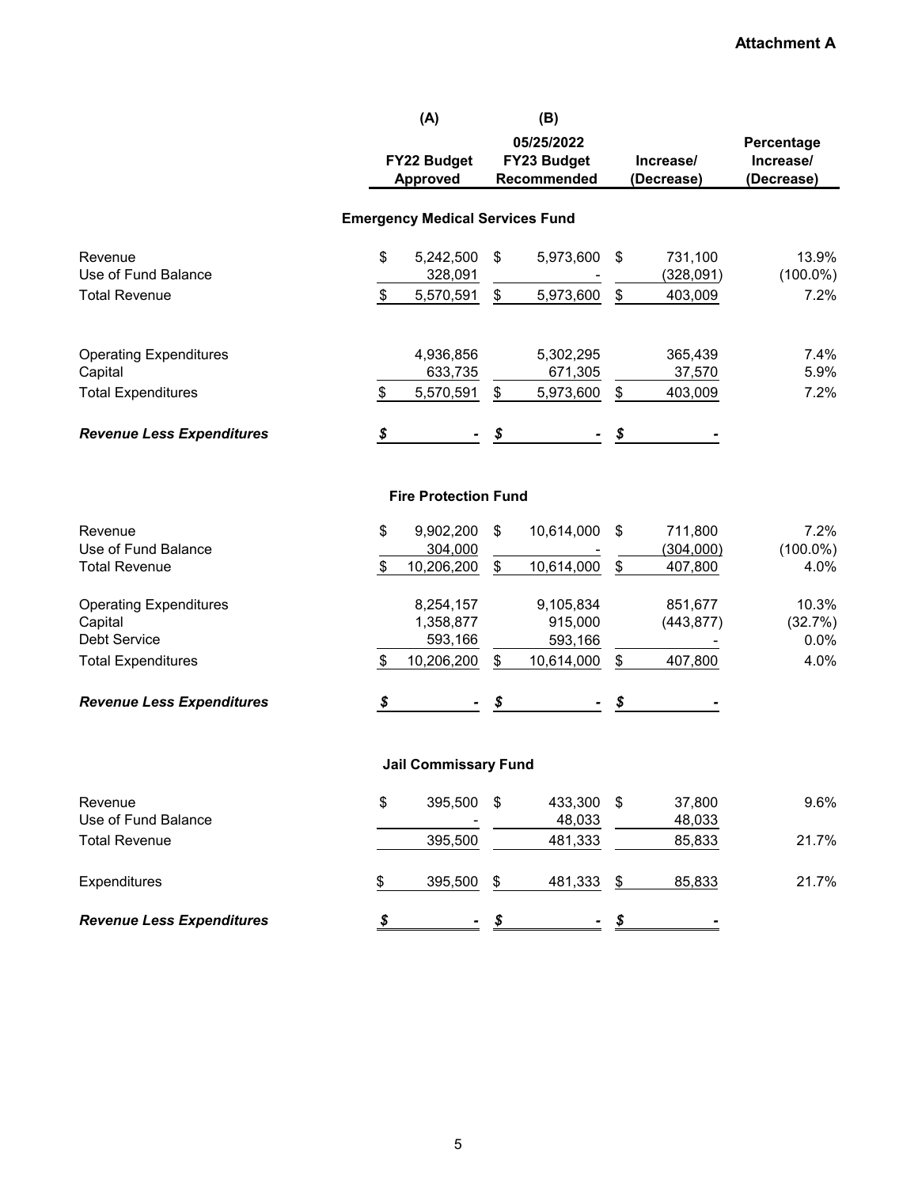**Attachment A**

| | (A) FY22 Budget Approved | (B) 05/25/2022 FY23 Budget Recommended | Increase/ (Decrease) | Percentage Increase/ (Decrease) |
|---|---|---|---|---|
| **Emergency Medical Services Fund** | | | | |
| Revenue | $ 5,242,500 | $ 5,973,600 | $ 731,100 | 13.9% |
| Use of Fund Balance | 328,091 | - | (328,091) | (100.0%) |
| Total Revenue | $ 5,570,591 | $ 5,973,600 | $ 403,009 | 7.2% |
| Operating Expenditures | 4,936,856 | 5,302,295 | 365,439 | 7.4% |
| Capital | 633,735 | 671,305 | 37,570 | 5.9% |
| Total Expenditures | $ 5,570,591 | $ 5,973,600 | $ 403,009 | 7.2% |
| ***Revenue Less Expenditures*** | ***$ -*** | ***$ -*** | ***$ -*** | |
| **Fire Protection Fund** | | | | |
| Revenue | $ 9,902,200 | $ 10,614,000 | $ 711,800 | 7.2% |
| Use of Fund Balance | 304,000 | - | (304,000) | (100.0%) |
| Total Revenue | $ 10,206,200 | $ 10,614,000 | $ 407,800 | 4.0% |
| Operating Expenditures | 8,254,157 | 9,105,834 | 851,677 | 10.3% |
| Capital | 1,358,877 | 915,000 | (443,877) | (32.7%) |
| Debt Service | 593,166 | 593,166 | - | 0.0% |
| Total Expenditures | $ 10,206,200 | $ 10,614,000 | $ 407,800 | 4.0% |
| ***Revenue Less Expenditures*** | ***$ -*** | ***$ -*** | ***$ -*** | |
| **Jail Commissary Fund** | | | | |
| Revenue | $ 395,500 | $ 433,300 | $ 37,800 | 9.6% |
| Use of Fund Balance | - | 48,033 | 48,033 | |
| Total Revenue | 395,500 | 481,333 | 85,833 | 21.7% |
| Expenditures | $ 395,500 | $ 481,333 | $ 85,833 | 21.7% |
| ***Revenue Less Expenditures*** | ***$ -*** | ***$ -*** | ***$ -*** | |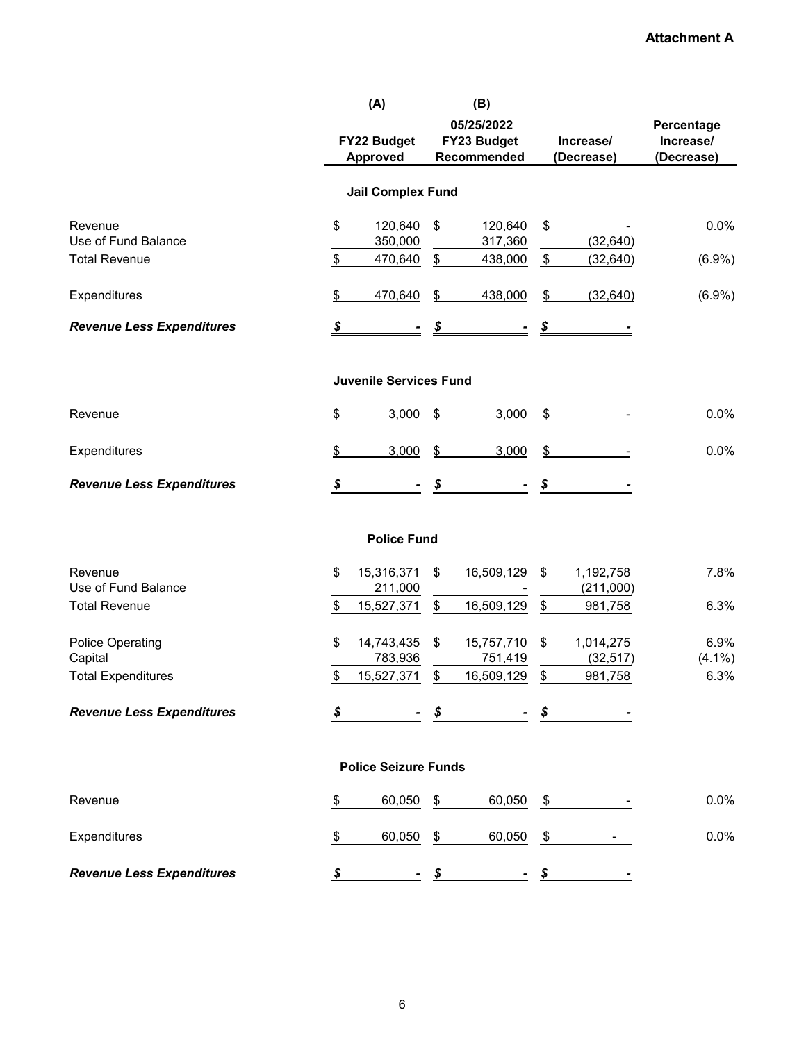**Attachment A**

| | (A) FY22 Budget Approved | (B) 05/25/2022 FY23 Budget Recommended | Increase/ (Decrease) | Percentage Increase/ (Decrease) |
|---|---|---|---|---|
| | **Jail Complex Fund** | | | |
| Revenue | $ 120,640 | $ 120,640 | $ - | 0.0% |
| Use of Fund Balance | 350,000 | 317,360 | (32,640) | |
| Total Revenue | $ 470,640 | $ 438,000 | $ (32,640) | (6.9%) |
| Expenditures | $ 470,640 | $ 438,000 | $ (32,640) | (6.9%) |
| ***Revenue Less Expenditures*** | ***$ -*** | ***$ -*** | ***$ -*** | |
| | **Juvenile Services Fund** | | | |
| Revenue | $ 3,000 | $ 3,000 | $ - | 0.0% |
| Expenditures | $ 3,000 | $ 3,000 | $ - | 0.0% |
| ***Revenue Less Expenditures*** | ***$ -*** | ***$ -*** | ***$ -*** | |
| | **Police Fund** | | | |
| Revenue | $ 15,316,371 | $ 16,509,129 | $ 1,192,758 | 7.8% |
| Use of Fund Balance | 211,000 | - | (211,000) | |
| Total Revenue | $ 15,527,371 | $ 16,509,129 | $ 981,758 | 6.3% |
| Police Operating | $ 14,743,435 | $ 15,757,710 | $ 1,014,275 | 6.9% |
| Capital | 783,936 | 751,419 | (32,517) | (4.1%) |
| Total Expenditures | $ 15,527,371 | $ 16,509,129 | $ 981,758 | 6.3% |
| ***Revenue Less Expenditures*** | ***$ -*** | ***$ -*** | ***$ -*** | |
| | **Police Seizure Funds** | | | |
| Revenue | $ 60,050 | $ 60,050 | $ - | 0.0% |
| Expenditures | $ 60,050 | $ 60,050 | $ - | 0.0% |
| ***Revenue Less Expenditures*** | ***$ -*** | ***$ -*** | ***$ -*** | |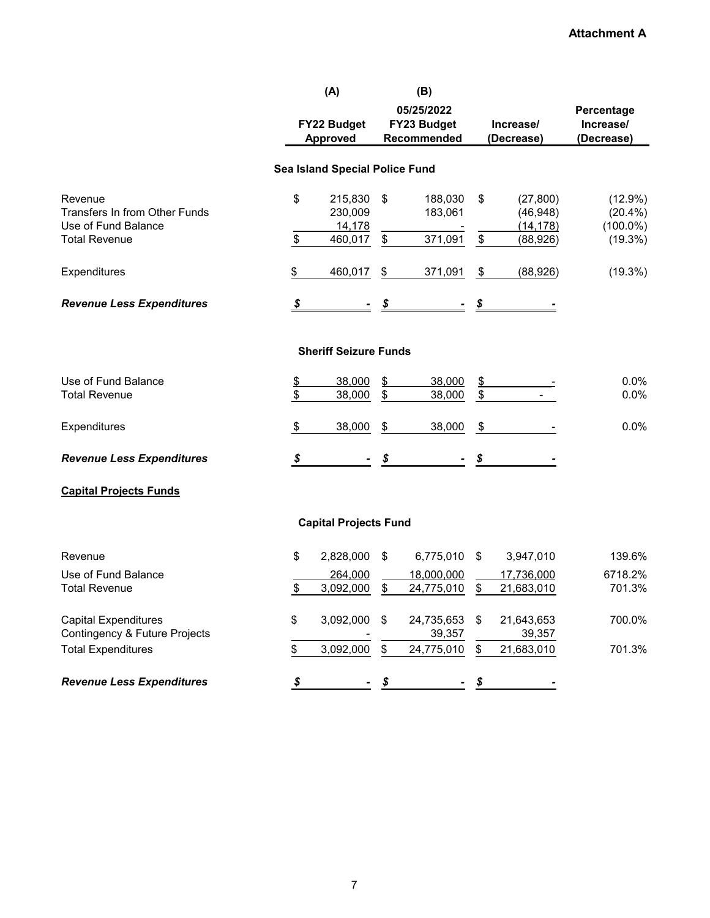**Attachment A**

| | (A) FY22 Budget Approved | (B) 05/25/2022 FY23 Budget Recommended | Increase/ (Decrease) | Percentage Increase/ (Decrease) |
|---|---|---|---|---|
| **Sea Island Special Police Fund** | | | | |
| Revenue | $ 215,830 | $ 188,030 | $ (27,800) | (12.9%) |
| Transfers In from Other Funds | 230,009 | 183,061 | (46,948) | (20.4%) |
| Use of Fund Balance | 14,178 | - | (14,178) | (100.0%) |
| Total Revenue | $ 460,017 | $ 371,091 | $ (88,926) | (19.3%) |
| Expenditures | $ 460,017 | $ 371,091 | $ (88,926) | (19.3%) |
| ***Revenue Less Expenditures*** | ***$ -*** | ***$ -*** | ***$ -*** | |
| **Sheriff Seizure Funds** | | | | |
| Use of Fund Balance | $ 38,000 | $ 38,000 | $ - | 0.0% |
| Total Revenue | $ 38,000 | $ 38,000 | $ - | 0.0% |
| Expenditures | $ 38,000 | $ 38,000 | $ - | 0.0% |
| ***Revenue Less Expenditures*** | ***$ -*** | ***$ -*** | ***$ -*** | |

**Capital Projects Funds**

| | (A) FY22 Budget Approved | (B) 05/25/2022 FY23 Budget Recommended | Increase/ (Decrease) | Percentage Increase/ (Decrease) |
|---|---|---|---|---|
| **Capital Projects Fund** | | | | |
| Revenue | $ 2,828,000 | $ 6,775,010 | $ 3,947,010 | 139.6% |
| Use of Fund Balance | 264,000 | 18,000,000 | 17,736,000 | 6718.2% |
| Total Revenue | $ 3,092,000 | $ 24,775,010 | $ 21,683,010 | 701.3% |
| Capital Expenditures | $ 3,092,000 | $ 24,735,653 | $ 21,643,653 | 700.0% |
| Contingency & Future Projects | - | 39,357 | 39,357 | |
| Total Expenditures | $ 3,092,000 | $ 24,775,010 | $ 21,683,010 | 701.3% |
| ***Revenue Less Expenditures*** | ***$ -*** | ***$ -*** | ***$ -*** | |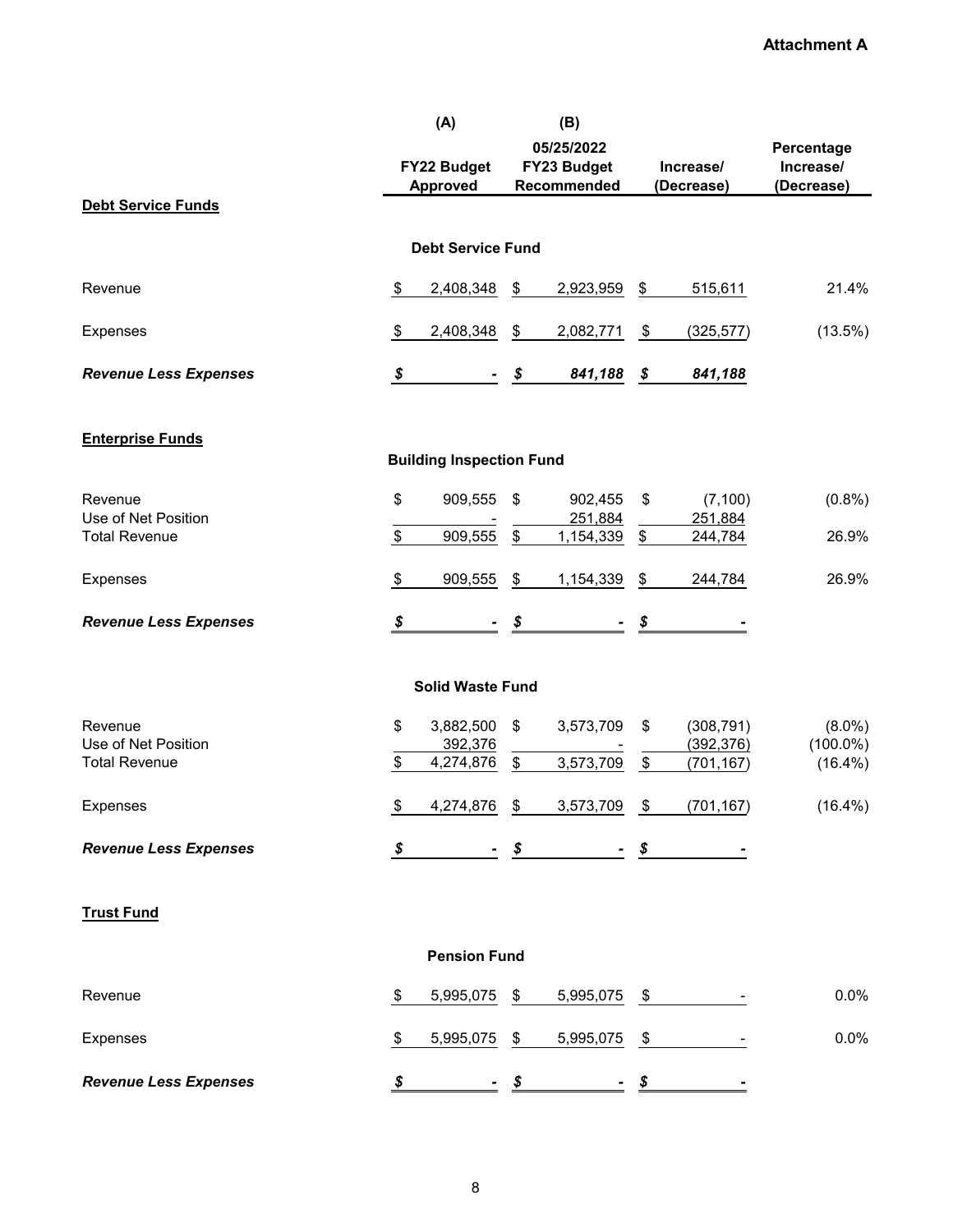**Attachment A**

| | (A) FY22 Budget Approved | (B) 05/25/2022 FY23 Budget Recommended | Increase/ (Decrease) | Percentage Increase/ (Decrease) |
|---|---|---|---|---|
| **Debt Service Funds** | | | | |
| | **Debt Service Fund** | | | |
| Revenue | $ 2,408,348 | $ 2,923,959 | $ 515,611 | 21.4% |
| Expenses | $ 2,408,348 | $ 2,082,771 | $ (325,577) | (13.5%) |
| ***Revenue Less Expenses*** | ***$ -*** | ***$ 841,188*** | ***$ 841,188*** | |
| **Enterprise Funds** | | | | |
| | **Building Inspection Fund** | | | |
| Revenue | $ 909,555 | $ 902,455 | $ (7,100) | (0.8%) |
| Use of Net Position | - | 251,884 | 251,884 | |
| Total Revenue | $ 909,555 | $ 1,154,339 | $ 244,784 | 26.9% |
| Expenses | $ 909,555 | $ 1,154,339 | $ 244,784 | 26.9% |
| ***Revenue Less Expenses*** | ***$ -*** | ***$ -*** | ***$ -*** | |
| | **Solid Waste Fund** | | | |
| Revenue | $ 3,882,500 | $ 3,573,709 | $ (308,791) | (8.0%) |
| Use of Net Position | 392,376 | - | (392,376) | (100.0%) |
| Total Revenue | $ 4,274,876 | $ 3,573,709 | $ (701,167) | (16.4%) |
| Expenses | $ 4,274,876 | $ 3,573,709 | $ (701,167) | (16.4%) |
| ***Revenue Less Expenses*** | ***$ -*** | ***$ -*** | ***$ -*** | |
| **Trust Fund** | | | | |
| | **Pension Fund** | | | |
| Revenue | $ 5,995,075 | $ 5,995,075 | $ - | 0.0% |
| Expenses | $ 5,995,075 | $ 5,995,075 | $ - | 0.0% |
| ***Revenue Less Expenses*** | ***$ -*** | ***$ -*** | ***$ -*** | |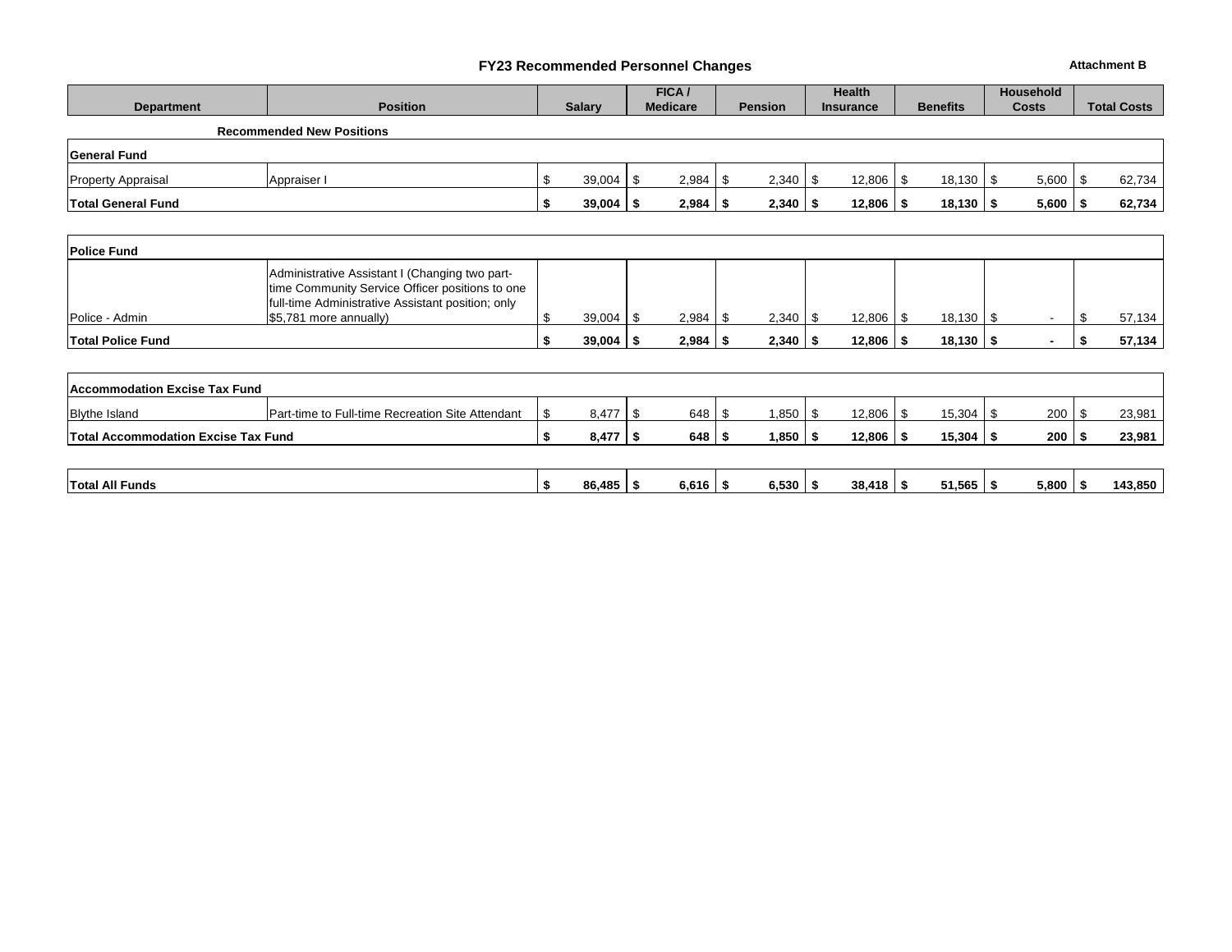## FY23 Recommended Personnel Changes

**Attachment B**

| Department | Position | Salary | FICA / Medicare | Pension | Health Insurance | Benefits | Household Costs | Total Costs |
|---|---|---|---|---|---|---|---|---|
| | **Recommended New Positions** | | | | | | | |
| **General Fund** | | | | | | | | |
| Property Appraisal | Appraiser I | $ 39,004 | $ 2,984 | $ 2,340 | $ 12,806 | $ 18,130 | $ 5,600 | $ 62,734 |
| **Total General Fund** | | **$ 39,004** | **$ 2,984** | **$ 2,340** | **$ 12,806** | **$ 18,130** | **$ 5,600** | **$ 62,734** |
| **Police Fund** | | | | | | | | |
| Police - Admin | Administrative Assistant I (Changing two part-time Community Service Officer positions to one full-time Administrative Assistant position; only $5,781 more annually) | $ 39,004 | $ 2,984 | $ 2,340 | $ 12,806 | $ 18,130 | $ - | $ 57,134 |
| **Total Police Fund** | | **$ 39,004** | **$ 2,984** | **$ 2,340** | **$ 12,806** | **$ 18,130** | **$ -** | **$ 57,134** |
| **Accommodation Excise Tax Fund** | | | | | | | | |
| Blythe Island | Part-time to Full-time Recreation Site Attendant | $ 8,477 | $ 648 | $ 1,850 | $ 12,806 | $ 15,304 | $ 200 | $ 23,981 |
| **Total Accommodation Excise Tax Fund** | | **$ 8,477** | **$ 648** | **$ 1,850** | **$ 12,806** | **$ 15,304** | **$ 200** | **$ 23,981** |
| **Total All Funds** | | **$ 86,485** | **$ 6,616** | **$ 6,530** | **$ 38,418** | **$ 51,565** | **$ 5,800** | **$ 143,850** |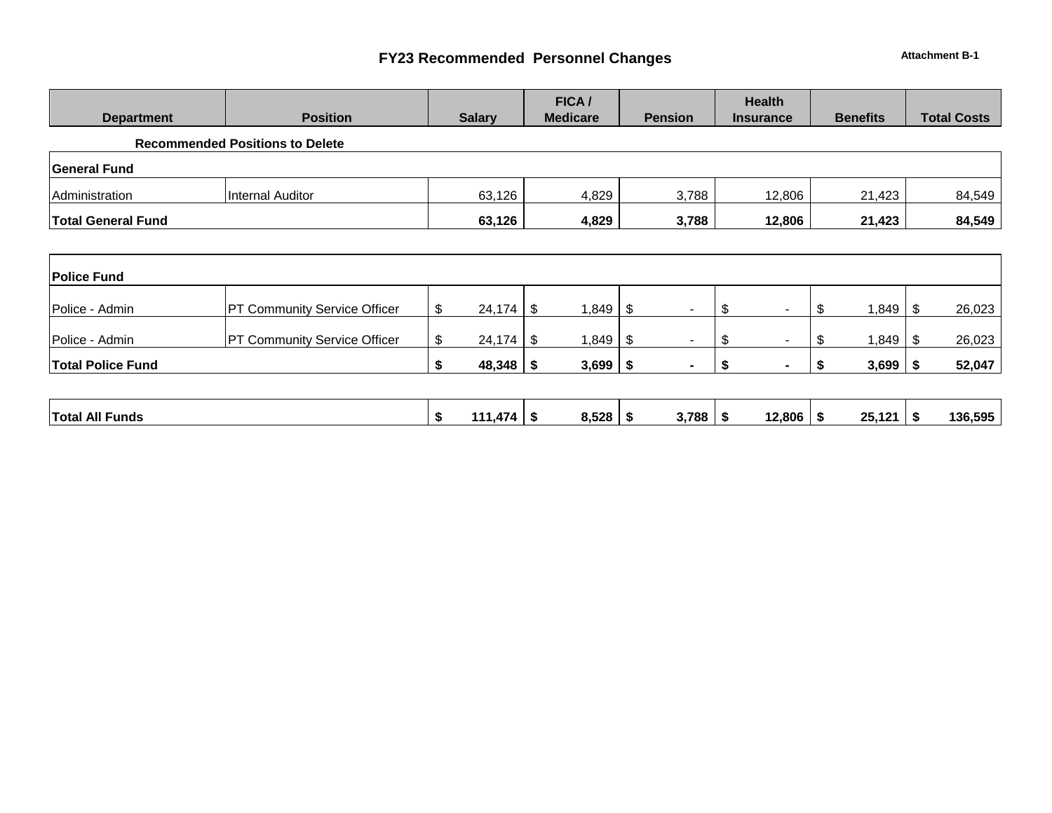# FY23 Recommended Personnel Changes

Attachment B-1

| Department | Position | Salary | FICA / Medicare | Pension | Health Insurance | Benefits | Total Costs |
|---|---|---|---|---|---|---|---|
| **Recommended Positions to Delete** | | | | | | | |
| **General Fund** | | | | | | | |
| Administration | Internal Auditor | 63,126 | 4,829 | 3,788 | 12,806 | 21,423 | 84,549 |
| **Total General Fund** | | **63,126** | **4,829** | **3,788** | **12,806** | **21,423** | **84,549** |
| | | | | | | | |
| **Police Fund** | | | | | | | |
| Police - Admin | PT Community Service Officer | $ 24,174 | $ 1,849 | $ - | $ - | $ 1,849 | $ 26,023 |
| Police - Admin | PT Community Service Officer | $ 24,174 | $ 1,849 | $ - | $ - | $ 1,849 | $ 26,023 |
| **Total Police Fund** | | **$ 48,348** | **$ 3,699** | **$ -** | **$ -** | **$ 3,699** | **$ 52,047** |
| | | | | | | | |
| **Total All Funds** | | **$ 111,474** | **$ 8,528** | **$ 3,788** | **$ 12,806** | **$ 25,121** | **$ 136,595** |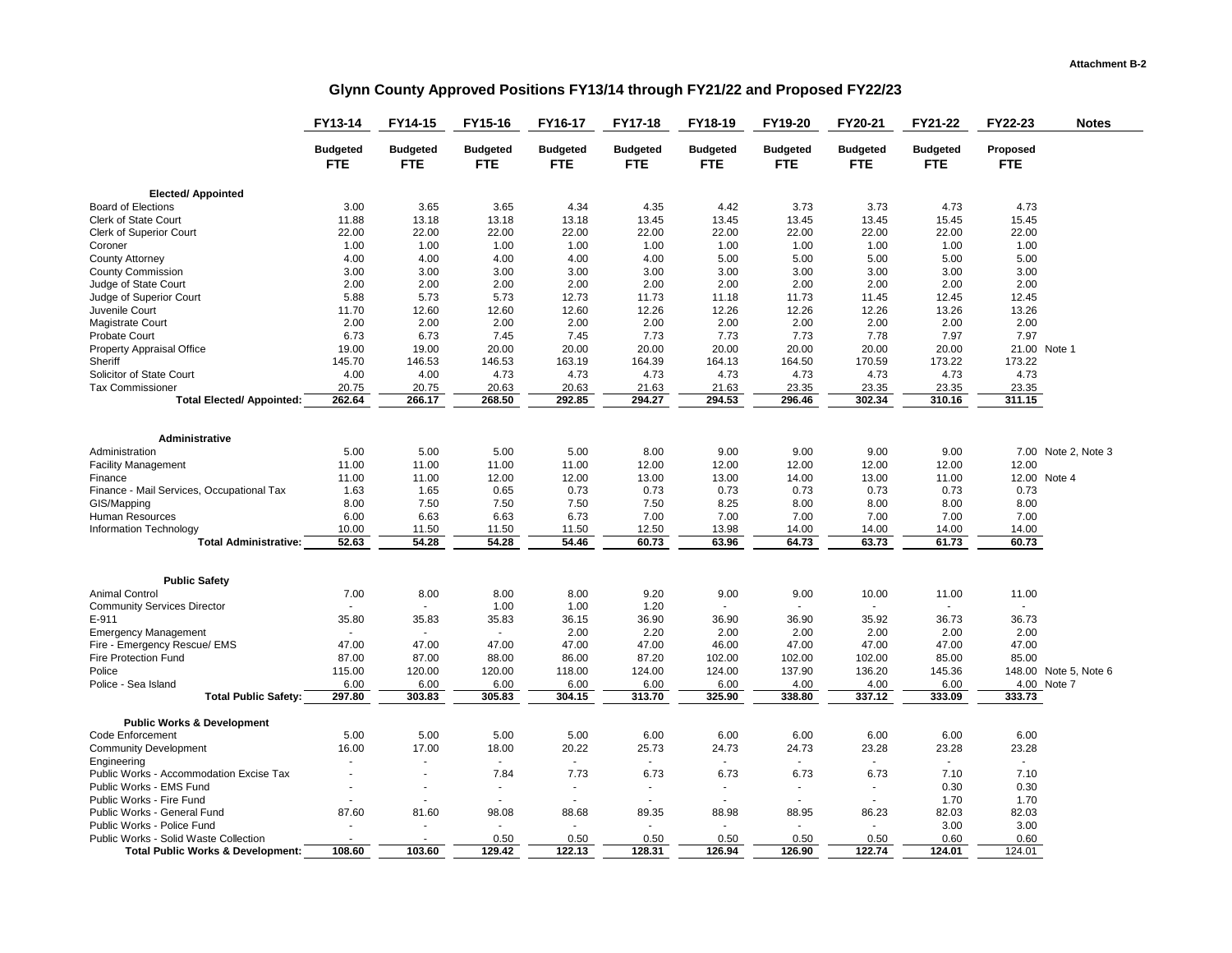Attachment B-2

# Glynn County Approved Positions FY13/14 through FY21/22 and Proposed FY22/23

| | FY13-14 | FY14-15 | FY15-16 | FY16-17 | FY17-18 | FY18-19 | FY19-20 | FY20-21 | FY21-22 | FY22-23 | Notes |
|---|---|---|---|---|---|---|---|---|---|---|---|
| | Budgeted FTE | Budgeted FTE | Budgeted FTE | Budgeted FTE | Budgeted FTE | Budgeted FTE | Budgeted FTE | Budgeted FTE | Budgeted FTE | Proposed FTE | |
| **Elected/ Appointed** | | | | | | | | | | | |
| Board of Elections | 3.00 | 3.65 | 3.65 | 4.34 | 4.35 | 4.42 | 3.73 | 3.73 | 4.73 | 4.73 | |
| Clerk of State Court | 11.88 | 13.18 | 13.18 | 13.18 | 13.45 | 13.45 | 13.45 | 13.45 | 15.45 | 15.45 | |
| Clerk of Superior Court | 22.00 | 22.00 | 22.00 | 22.00 | 22.00 | 22.00 | 22.00 | 22.00 | 22.00 | 22.00 | |
| Coroner | 1.00 | 1.00 | 1.00 | 1.00 | 1.00 | 1.00 | 1.00 | 1.00 | 1.00 | 1.00 | |
| County Attorney | 4.00 | 4.00 | 4.00 | 4.00 | 4.00 | 5.00 | 5.00 | 5.00 | 5.00 | 5.00 | |
| County Commission | 3.00 | 3.00 | 3.00 | 3.00 | 3.00 | 3.00 | 3.00 | 3.00 | 3.00 | 3.00 | |
| Judge of State Court | 2.00 | 2.00 | 2.00 | 2.00 | 2.00 | 2.00 | 2.00 | 2.00 | 2.00 | 2.00 | |
| Judge of Superior Court | 5.88 | 5.73 | 5.73 | 12.73 | 11.73 | 11.18 | 11.73 | 11.45 | 12.45 | 12.45 | |
| Juvenile Court | 11.70 | 12.60 | 12.60 | 12.60 | 12.26 | 12.26 | 12.26 | 12.26 | 13.26 | 13.26 | |
| Magistrate Court | 2.00 | 2.00 | 2.00 | 2.00 | 2.00 | 2.00 | 2.00 | 2.00 | 2.00 | 2.00 | |
| Probate Court | 6.73 | 6.73 | 7.45 | 7.45 | 7.73 | 7.73 | 7.73 | 7.78 | 7.97 | 7.97 | |
| Property Appraisal Office | 19.00 | 19.00 | 20.00 | 20.00 | 20.00 | 20.00 | 20.00 | 20.00 | 20.00 | 21.00 | Note 1 |
| Sheriff | 145.70 | 146.53 | 146.53 | 163.19 | 164.39 | 164.13 | 164.50 | 170.59 | 173.22 | 173.22 | |
| Solicitor of State Court | 4.00 | 4.00 | 4.73 | 4.73 | 4.73 | 4.73 | 4.73 | 4.73 | 4.73 | 4.73 | |
| Tax Commissioner | 20.75 | 20.75 | 20.63 | 20.63 | 21.63 | 21.63 | 23.35 | 23.35 | 23.35 | 23.35 | |
| **Total Elected/ Appointed:** | **262.64** | **266.17** | **268.50** | **292.85** | **294.27** | **294.53** | **296.46** | **302.34** | **310.16** | **311.15** | |
| **Administrative** | | | | | | | | | | | |
| Administration | 5.00 | 5.00 | 5.00 | 5.00 | 8.00 | 9.00 | 9.00 | 9.00 | 9.00 | 7.00 | Note 2, Note 3 |
| Facility Management | 11.00 | 11.00 | 11.00 | 11.00 | 12.00 | 12.00 | 12.00 | 12.00 | 12.00 | 12.00 | |
| Finance | 11.00 | 11.00 | 12.00 | 12.00 | 13.00 | 13.00 | 14.00 | 13.00 | 11.00 | 12.00 | Note 4 |
| Finance - Mail Services, Occupational Tax | 1.63 | 1.65 | 0.65 | 0.73 | 0.73 | 0.73 | 0.73 | 0.73 | 0.73 | 0.73 | |
| GIS/Mapping | 8.00 | 7.50 | 7.50 | 7.50 | 7.50 | 8.25 | 8.00 | 8.00 | 8.00 | 8.00 | |
| Human Resources | 6.00 | 6.63 | 6.63 | 6.73 | 7.00 | 7.00 | 7.00 | 7.00 | 7.00 | 7.00 | |
| Information Technology | 10.00 | 11.50 | 11.50 | 11.50 | 12.50 | 13.98 | 14.00 | 14.00 | 14.00 | 14.00 | |
| **Total Administrative:** | **52.63** | **54.28** | **54.28** | **54.46** | **60.73** | **63.96** | **64.73** | **63.73** | **61.73** | **60.73** | |
| **Public Safety** | | | | | | | | | | | |
| Animal Control | 7.00 | 8.00 | 8.00 | 8.00 | 9.20 | 9.00 | 9.00 | 10.00 | 11.00 | 11.00 | |
| Community Services Director | - | - | 1.00 | 1.00 | 1.20 | - | - | - | - | - | |
| E-911 | 35.80 | 35.83 | 35.83 | 36.15 | 36.90 | 36.90 | 36.90 | 35.92 | 36.73 | 36.73 | |
| Emergency Management | - | - | - | 2.00 | 2.20 | 2.00 | 2.00 | 2.00 | 2.00 | 2.00 | |
| Fire - Emergency Rescue/ EMS | 47.00 | 47.00 | 47.00 | 47.00 | 47.00 | 46.00 | 47.00 | 47.00 | 47.00 | 47.00 | |
| Fire Protection Fund | 87.00 | 87.00 | 88.00 | 86.00 | 87.20 | 102.00 | 102.00 | 102.00 | 85.00 | 85.00 | |
| Police | 115.00 | 120.00 | 120.00 | 118.00 | 124.00 | 124.00 | 137.90 | 136.20 | 145.36 | 148.00 | Note 5, Note 6 |
| Police - Sea Island | 6.00 | 6.00 | 6.00 | 6.00 | 6.00 | 6.00 | 4.00 | 4.00 | 6.00 | 4.00 | Note 7 |
| **Total Public Safety:** | **297.80** | **303.83** | **305.83** | **304.15** | **313.70** | **325.90** | **338.80** | **337.12** | **333.09** | **333.73** | |
| **Public Works & Development** | | | | | | | | | | | |
| Code Enforcement | 5.00 | 5.00 | 5.00 | 5.00 | 6.00 | 6.00 | 6.00 | 6.00 | 6.00 | 6.00 | |
| Community Development | 16.00 | 17.00 | 18.00 | 20.22 | 25.73 | 24.73 | 24.73 | 23.28 | 23.28 | 23.28 | |
| Engineering | - | - | - | - | - | - | - | - | - | - | |
| Public Works - Accommodation Excise Tax | - | - | 7.84 | 7.73 | 6.73 | 6.73 | 6.73 | 6.73 | 7.10 | 7.10 | |
| Public Works - EMS Fund | - | - | - | - | - | - | - | - | 0.30 | 0.30 | |
| Public Works - Fire Fund | - | - | - | - | - | - | - | - | 1.70 | 1.70 | |
| Public Works - General Fund | 87.60 | 81.60 | 98.08 | 88.68 | 89.35 | 88.98 | 88.95 | 86.23 | 82.03 | 82.03 | |
| Public Works - Police Fund | - | - | - | - | - | - | - | - | 3.00 | 3.00 | |
| Public Works - Solid Waste Collection | - | - | 0.50 | 0.50 | 0.50 | 0.50 | 0.50 | 0.50 | 0.60 | 0.60 | |
| **Total Public Works & Development:** | **108.60** | **103.60** | **129.42** | **122.13** | **128.31** | **126.94** | **126.90** | **122.74** | **124.01** | 124.01 | |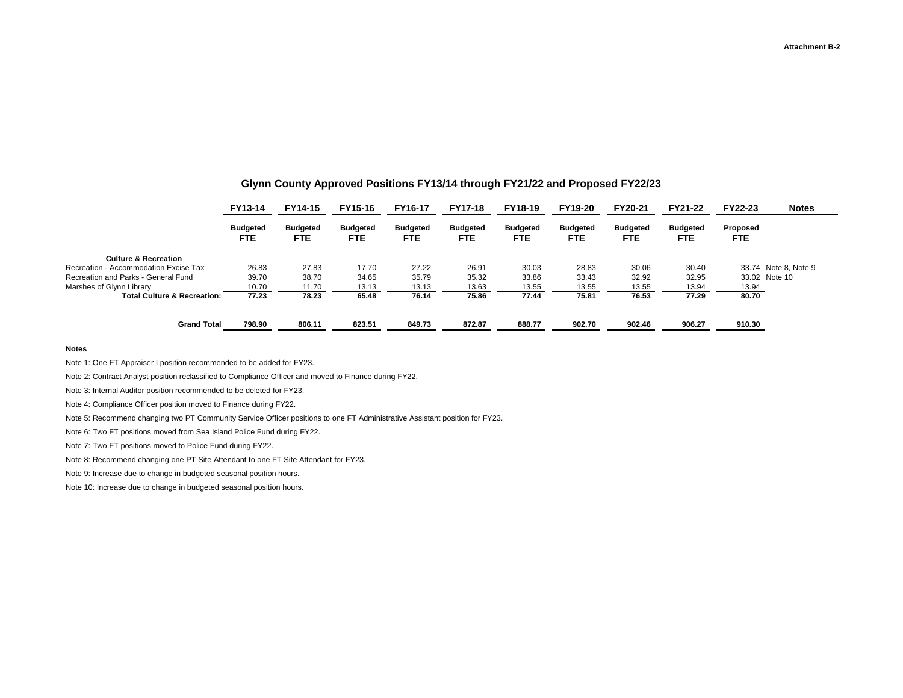Attachment B-2

## Glynn County Approved Positions FY13/14 through FY21/22 and Proposed FY22/23

| | FY13-14 | FY14-15 | FY15-16 | FY16-17 | FY17-18 | FY18-19 | FY19-20 | FY20-21 | FY21-22 | FY22-23 | Notes |
|---|---|---|---|---|---|---|---|---|---|---|---|
| | Budgeted FTE | Budgeted FTE | Budgeted FTE | Budgeted FTE | Budgeted FTE | Budgeted FTE | Budgeted FTE | Budgeted FTE | Budgeted FTE | Proposed FTE | |
| **Culture & Recreation** | | | | | | | | | | | |
| Recreation - Accommodation Excise Tax | 26.83 | 27.83 | 17.70 | 27.22 | 26.91 | 30.03 | 28.83 | 30.06 | 30.40 | 33.74 | Note 8, Note 9 |
| Recreation and Parks - General Fund | 39.70 | 38.70 | 34.65 | 35.79 | 35.32 | 33.86 | 33.43 | 32.92 | 32.95 | 33.02 | Note 10 |
| Marshes of Glynn Library | 10.70 | 11.70 | 13.13 | 13.13 | 13.63 | 13.55 | 13.55 | 13.55 | 13.94 | 13.94 | |
| **Total Culture & Recreation:** | **77.23** | **78.23** | **65.48** | **76.14** | **75.86** | **77.44** | **75.81** | **76.53** | **77.29** | **80.70** | |
| **Grand Total** | **798.90** | **806.11** | **823.51** | **849.73** | **872.87** | **888.77** | **902.70** | **902.46** | **906.27** | **910.30** | |

**Notes**

Note 1: One FT Appraiser I position recommended to be added for FY23.

Note 2: Contract Analyst position reclassified to Compliance Officer and moved to Finance during FY22.

Note 3: Internal Auditor position recommended to be deleted for FY23.

Note 4: Compliance Officer position moved to Finance during FY22.

Note 5: Recommend changing two PT Community Service Officer positions to one FT Administrative Assistant position for FY23.

Note 6: Two FT positions moved from Sea Island Police Fund during FY22.

Note 7: Two FT positions moved to Police Fund during FY22.

Note 8: Recommend changing one PT Site Attendant to one FT Site Attendant for FY23.

Note 9: Increase due to change in budgeted seasonal position hours.

Note 10: Increase due to change in budgeted seasonal position hours.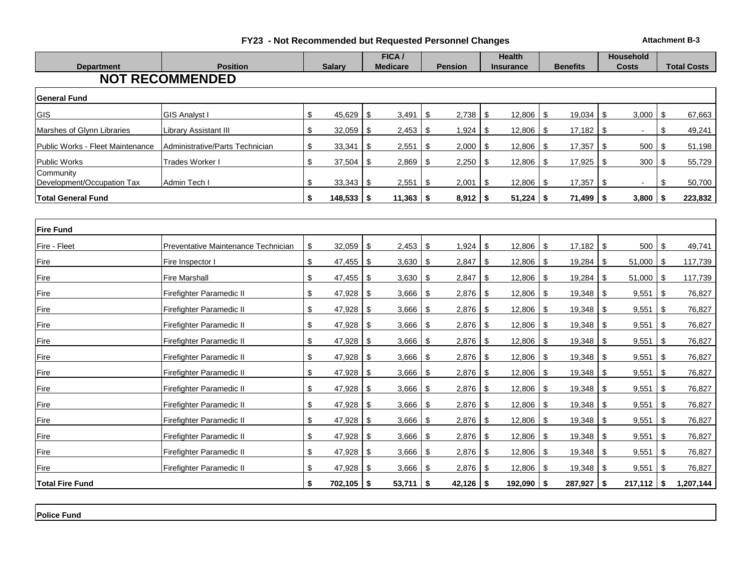## FY23 - Not Recommended but Requested Personnel Changes

**Attachment B-3**

| Department | Position | Salary | FICA / Medicare | Pension | Health Insurance | Benefits | Household Costs | Total Costs |
|---|---|---|---|---|---|---|---|---|
| **NOT RECOMMENDED** | | | | | | | | |
| **General Fund** | | | | | | | | |
| GIS | GIS Analyst I | $ 45,629 | $ 3,491 | $ 2,738 | $ 12,806 | $ 19,034 | $ 3,000 | $ 67,663 |
| Marshes of Glynn Libraries | Library Assistant III | $ 32,059 | $ 2,453 | $ 1,924 | $ 12,806 | $ 17,182 | $ - | $ 49,241 |
| Public Works - Fleet Maintenance | Administrative/Parts Technician | $ 33,341 | $ 2,551 | $ 2,000 | $ 12,806 | $ 17,357 | $ 500 | $ 51,198 |
| Public Works | Trades Worker I | $ 37,504 | $ 2,869 | $ 2,250 | $ 12,806 | $ 17,925 | $ 300 | $ 55,729 |
| Community Development/Occupation Tax | Admin Tech I | $ 33,343 | $ 2,551 | $ 2,001 | $ 12,806 | $ 17,357 | $ - | $ 50,700 |
| **Total General Fund** | | **$ 148,533** | **$ 11,363** | **$ 8,912** | **$ 51,224** | **$ 71,499** | **$ 3,800** | **$ 223,832** |
| **Fire Fund** | | | | | | | | |
| Fire - Fleet | Preventative Maintenance Technician | $ 32,059 | $ 2,453 | $ 1,924 | $ 12,806 | $ 17,182 | $ 500 | $ 49,741 |
| Fire | Fire Inspector I | $ 47,455 | $ 3,630 | $ 2,847 | $ 12,806 | $ 19,284 | $ 51,000 | $ 117,739 |
| Fire | Fire Marshall | $ 47,455 | $ 3,630 | $ 2,847 | $ 12,806 | $ 19,284 | $ 51,000 | $ 117,739 |
| Fire | Firefighter Paramedic II | $ 47,928 | $ 3,666 | $ 2,876 | $ 12,806 | $ 19,348 | $ 9,551 | $ 76,827 |
| Fire | Firefighter Paramedic II | $ 47,928 | $ 3,666 | $ 2,876 | $ 12,806 | $ 19,348 | $ 9,551 | $ 76,827 |
| Fire | Firefighter Paramedic II | $ 47,928 | $ 3,666 | $ 2,876 | $ 12,806 | $ 19,348 | $ 9,551 | $ 76,827 |
| Fire | Firefighter Paramedic II | $ 47,928 | $ 3,666 | $ 2,876 | $ 12,806 | $ 19,348 | $ 9,551 | $ 76,827 |
| Fire | Firefighter Paramedic II | $ 47,928 | $ 3,666 | $ 2,876 | $ 12,806 | $ 19,348 | $ 9,551 | $ 76,827 |
| Fire | Firefighter Paramedic II | $ 47,928 | $ 3,666 | $ 2,876 | $ 12,806 | $ 19,348 | $ 9,551 | $ 76,827 |
| Fire | Firefighter Paramedic II | $ 47,928 | $ 3,666 | $ 2,876 | $ 12,806 | $ 19,348 | $ 9,551 | $ 76,827 |
| Fire | Firefighter Paramedic II | $ 47,928 | $ 3,666 | $ 2,876 | $ 12,806 | $ 19,348 | $ 9,551 | $ 76,827 |
| Fire | Firefighter Paramedic II | $ 47,928 | $ 3,666 | $ 2,876 | $ 12,806 | $ 19,348 | $ 9,551 | $ 76,827 |
| Fire | Firefighter Paramedic II | $ 47,928 | $ 3,666 | $ 2,876 | $ 12,806 | $ 19,348 | $ 9,551 | $ 76,827 |
| Fire | Firefighter Paramedic II | $ 47,928 | $ 3,666 | $ 2,876 | $ 12,806 | $ 19,348 | $ 9,551 | $ 76,827 |
| Fire | Firefighter Paramedic II | $ 47,928 | $ 3,666 | $ 2,876 | $ 12,806 | $ 19,348 | $ 9,551 | $ 76,827 |
| **Total Fire Fund** | | **$ 702,105** | **$ 53,711** | **$ 42,126** | **$ 192,090** | **$ 287,927** | **$ 217,112** | **$ 1,207,144** |
| **Police Fund** | | | | | | | | |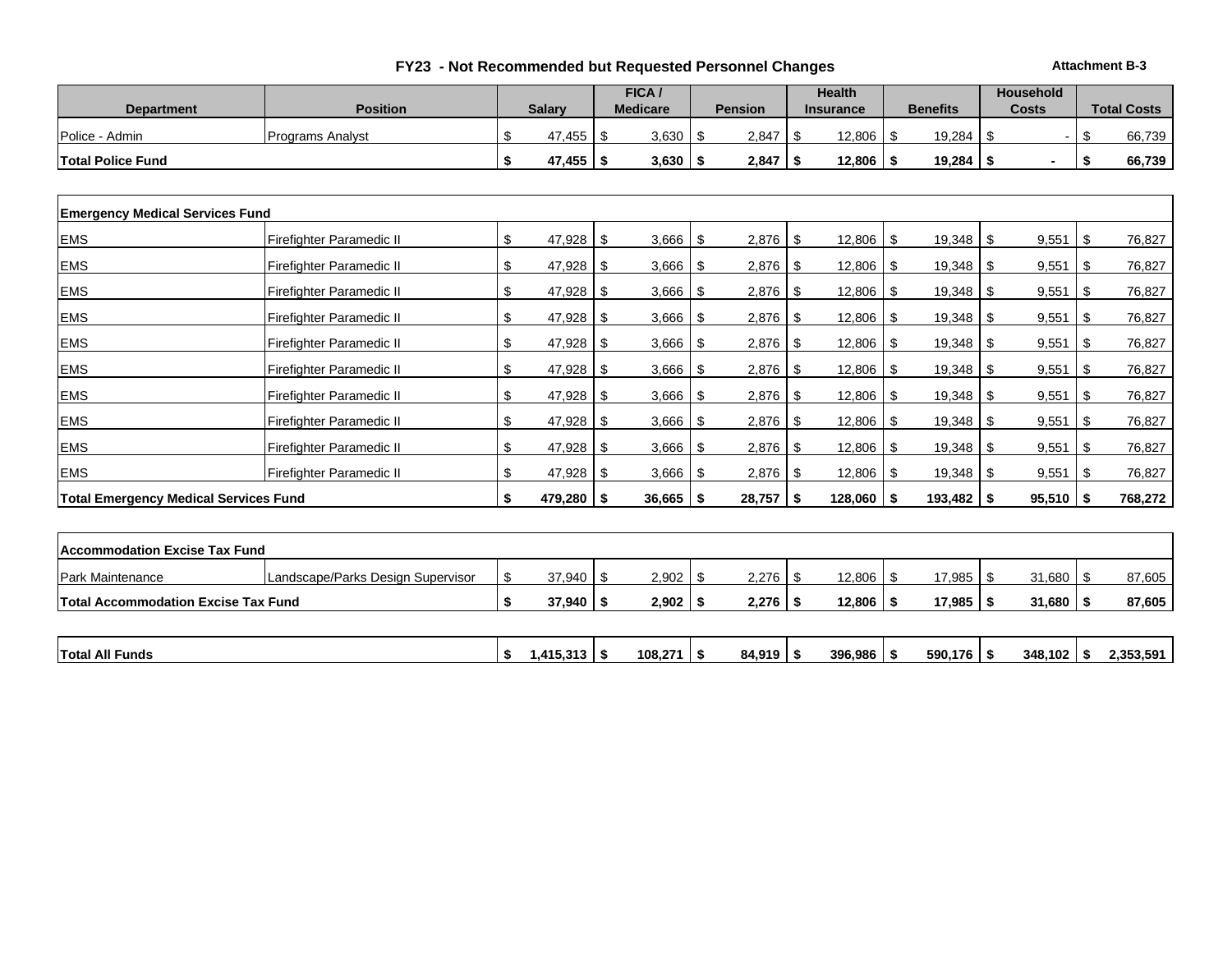# FY23 - Not Recommended but Requested Personnel Changes

**Attachment B-3**

| Department | Position | Salary | FICA / Medicare | Pension | Health Insurance | Benefits | Household Costs | Total Costs |
|---|---|---|---|---|---|---|---|---|
| Police - Admin | Programs Analyst | $ 47,455 | $ 3,630 | $ 2,847 | $ 12,806 | $ 19,284 | $ - | $ 66,739 |
| **Total Police Fund** | | **$ 47,455** | **$ 3,630** | **$ 2,847** | **$ 12,806** | **$ 19,284** | **$ -** | **$ 66,739** |
| **Emergency Medical Services Fund** | | | | | | | | |
| EMS | Firefighter Paramedic II | $ 47,928 | $ 3,666 | $ 2,876 | $ 12,806 | $ 19,348 | $ 9,551 | $ 76,827 |
| EMS | Firefighter Paramedic II | $ 47,928 | $ 3,666 | $ 2,876 | $ 12,806 | $ 19,348 | $ 9,551 | $ 76,827 |
| EMS | Firefighter Paramedic II | $ 47,928 | $ 3,666 | $ 2,876 | $ 12,806 | $ 19,348 | $ 9,551 | $ 76,827 |
| EMS | Firefighter Paramedic II | $ 47,928 | $ 3,666 | $ 2,876 | $ 12,806 | $ 19,348 | $ 9,551 | $ 76,827 |
| EMS | Firefighter Paramedic II | $ 47,928 | $ 3,666 | $ 2,876 | $ 12,806 | $ 19,348 | $ 9,551 | $ 76,827 |
| EMS | Firefighter Paramedic II | $ 47,928 | $ 3,666 | $ 2,876 | $ 12,806 | $ 19,348 | $ 9,551 | $ 76,827 |
| EMS | Firefighter Paramedic II | $ 47,928 | $ 3,666 | $ 2,876 | $ 12,806 | $ 19,348 | $ 9,551 | $ 76,827 |
| EMS | Firefighter Paramedic II | $ 47,928 | $ 3,666 | $ 2,876 | $ 12,806 | $ 19,348 | $ 9,551 | $ 76,827 |
| EMS | Firefighter Paramedic II | $ 47,928 | $ 3,666 | $ 2,876 | $ 12,806 | $ 19,348 | $ 9,551 | $ 76,827 |
| EMS | Firefighter Paramedic II | $ 47,928 | $ 3,666 | $ 2,876 | $ 12,806 | $ 19,348 | $ 9,551 | $ 76,827 |
| **Total Emergency Medical Services Fund** | | **$ 479,280** | **$ 36,665** | **$ 28,757** | **$ 128,060** | **$ 193,482** | **$ 95,510** | **$ 768,272** |
| **Accommodation Excise Tax Fund** | | | | | | | | |
| Park Maintenance | Landscape/Parks Design Supervisor | $ 37,940 | $ 2,902 | $ 2,276 | $ 12,806 | $ 17,985 | $ 31,680 | $ 87,605 |
| **Total Accommodation Excise Tax Fund** | | **$ 37,940** | **$ 2,902** | **$ 2,276** | **$ 12,806** | **$ 17,985** | **$ 31,680** | **$ 87,605** |
| **Total All Funds** | | **$ 1,415,313** | **$ 108,271** | **$ 84,919** | **$ 396,986** | **$ 590,176** | **$ 348,102** | **$ 2,353,591** |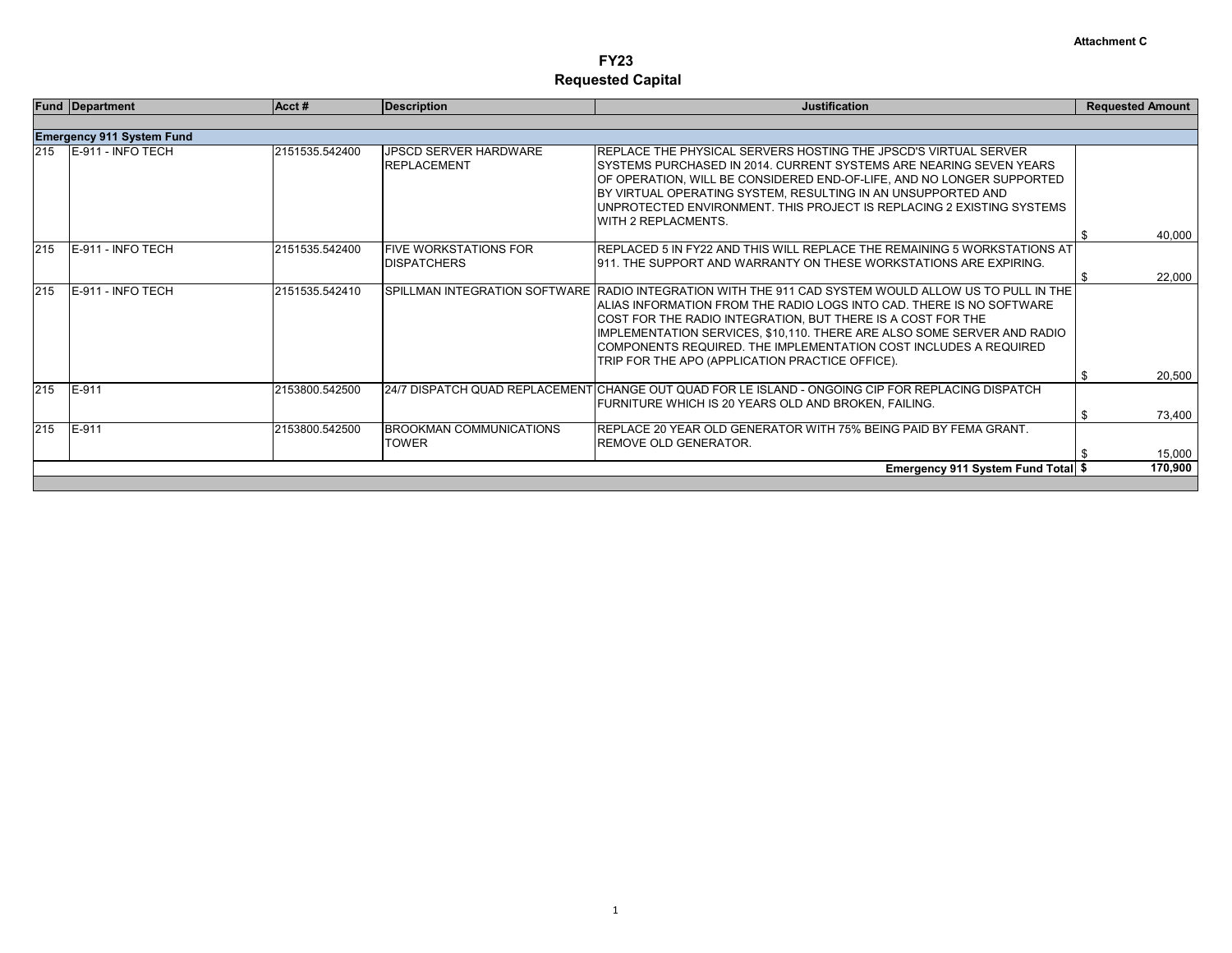**Attachment C**

# FY23
## Requested Capital

| Fund | Department | Acct # | Description | Justification | Requested Amount |
|---|---|---|---|---|---|
| **Emergency 911 System Fund** | | | | | |
| 215 | E-911 - INFO TECH | 2151535.542400 | JPSCD SERVER HARDWARE REPLACEMENT | REPLACE THE PHYSICAL SERVERS HOSTING THE JPSCD'S VIRTUAL SERVER SYSTEMS PURCHASED IN 2014. CURRENT SYSTEMS ARE NEARING SEVEN YEARS OF OPERATION, WILL BE CONSIDERED END-OF-LIFE, AND NO LONGER SUPPORTED BY VIRTUAL OPERATING SYSTEM, RESULTING IN AN UNSUPPORTED AND UNPROTECTED ENVIRONMENT. THIS PROJECT IS REPLACING 2 EXISTING SYSTEMS WITH 2 REPLACMENTS. | $ 40,000 |
| 215 | E-911 - INFO TECH | 2151535.542400 | FIVE WORKSTATIONS FOR DISPATCHERS | REPLACED 5 IN FY22 AND THIS WILL REPLACE THE REMAINING 5 WORKSTATIONS AT 911. THE SUPPORT AND WARRANTY ON THESE WORKSTATIONS ARE EXPIRING. | $ 22,000 |
| 215 | E-911 - INFO TECH | 2151535.542410 | SPILLMAN INTEGRATION SOFTWARE | RADIO INTEGRATION WITH THE 911 CAD SYSTEM WOULD ALLOW US TO PULL IN THE ALIAS INFORMATION FROM THE RADIO LOGS INTO CAD. THERE IS NO SOFTWARE COST FOR THE RADIO INTEGRATION, BUT THERE IS A COST FOR THE IMPLEMENTATION SERVICES, $10,110. THERE ARE ALSO SOME SERVER AND RADIO COMPONENTS REQUIRED. THE IMPLEMENTATION COST INCLUDES A REQUIRED TRIP FOR THE APO (APPLICATION PRACTICE OFFICE). | $ 20,500 |
| 215 | E-911 | 2153800.542500 | 24/7 DISPATCH QUAD REPLACEMENT | CHANGE OUT QUAD FOR LE ISLAND - ONGOING CIP FOR REPLACING DISPATCH FURNITURE WHICH IS 20 YEARS OLD AND BROKEN, FAILING. | $ 73,400 |
| 215 | E-911 | 2153800.542500 | BROOKMAN COMMUNICATIONS TOWER | REPLACE 20 YEAR OLD GENERATOR WITH 75% BEING PAID BY FEMA GRANT. REMOVE OLD GENERATOR. | $ 15,000 |
| | | | | **Emergency 911 System Fund Total** | **$ 170,900** |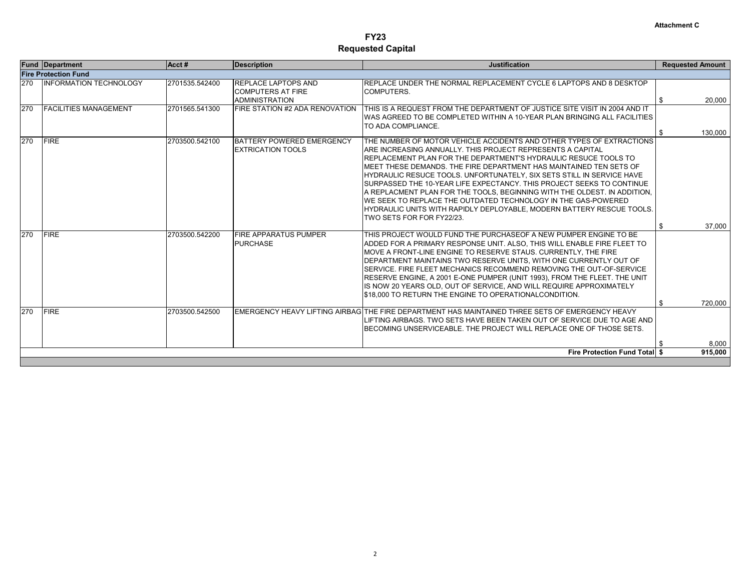Attachment C

# FY23
## Requested Capital

| Fund | Department | Acct # | Description | Justification | Requested Amount |
|---|---|---|---|---|---|
| **Fire Protection Fund** | | | | | |
| 270 | INFORMATION TECHNOLOGY | 2701535.542400 | REPLACE LAPTOPS AND COMPUTERS AT FIRE ADMINISTRATION | REPLACE UNDER THE NORMAL REPLACEMENT CYCLE 6 LAPTOPS AND 8 DESKTOP COMPUTERS. | $ 20,000 |
| 270 | FACILITIES MANAGEMENT | 2701565.541300 | FIRE STATION #2 ADA RENOVATION | THIS IS A REQUEST FROM THE DEPARTMENT OF JUSTICE SITE VISIT IN 2004 AND IT WAS AGREED TO BE COMPLETED WITHIN A 10-YEAR PLAN BRINGING ALL FACILITIES TO ADA COMPLIANCE. | $ 130,000 |
| 270 | FIRE | 2703500.542100 | BATTERY POWERED EMERGENCY EXTRICATION TOOLS | THE NUMBER OF MOTOR VEHICLE ACCIDENTS AND OTHER TYPES OF EXTRACTIONS ARE INCREASING ANNUALLY. THIS PROJECT REPRESENTS A CAPITAL REPLACEMENT PLAN FOR THE DEPARTMENT'S HYDRAULIC RESUCE TOOLS TO MEET THESE DEMANDS. THE FIRE DEPARTMENT HAS MAINTAINED TEN SETS OF HYDRAULIC RESUCE TOOLS. UNFORTUNATELY, SIX SETS STILL IN SERVICE HAVE SURPASSED THE 10-YEAR LIFE EXPECTANCY. THIS PROJECT SEEKS TO CONTINUE A REPLACMENT PLAN FOR THE TOOLS, BEGINNING WITH THE OLDEST. IN ADDITION, WE SEEK TO REPLACE THE OUTDATED TECHNOLOGY IN THE GAS-POWERED HYDRAULIC UNITS WITH RAPIDLY DEPLOYABLE, MODERN BATTERY RESCUE TOOLS. TWO SETS FOR FOR FY22/23. | $ 37,000 |
| 270 | FIRE | 2703500.542200 | FIRE APPARATUS PUMPER PURCHASE | THIS PROJECT WOULD FUND THE PURCHASEOF A NEW PUMPER ENGINE TO BE ADDED FOR A PRIMARY RESPONSE UNIT. ALSO, THIS WILL ENABLE FIRE FLEET TO MOVE A FRONT-LINE ENGINE TO RESERVE STAUS. CURRENTLY, THE FIRE DEPARTMENT MAINTAINS TWO RESERVE UNITS, WITH ONE CURRENTLY OUT OF SERVICE. FIRE FLEET MECHANICS RECOMMEND REMOVING THE OUT-OF-SERVICE RESERVE ENGINE, A 2001 E-ONE PUMPER (UNIT 1993), FROM THE FLEET. THE UNIT IS NOW 20 YEARS OLD, OUT OF SERVICE, AND WILL REQUIRE APPROXIMATELY $18,000 TO RETURN THE ENGINE TO OPERATIONALCONDITION. | $ 720,000 |
| 270 | FIRE | 2703500.542500 | EMERGENCY HEAVY LIFTING AIRBAG | THE FIRE DEPARTMENT HAS MAINTAINED THREE SETS OF EMERGENCY HEAVY LIFTING AIRBAGS. TWO SETS HAVE BEEN TAKEN OUT OF SERVICE DUE TO AGE AND BECOMING UNSERVICEABLE. THE PROJECT WILL REPLACE ONE OF THOSE SETS. | $ 8,000 |
| | | | | **Fire Protection Fund Total** | **$ 915,000** |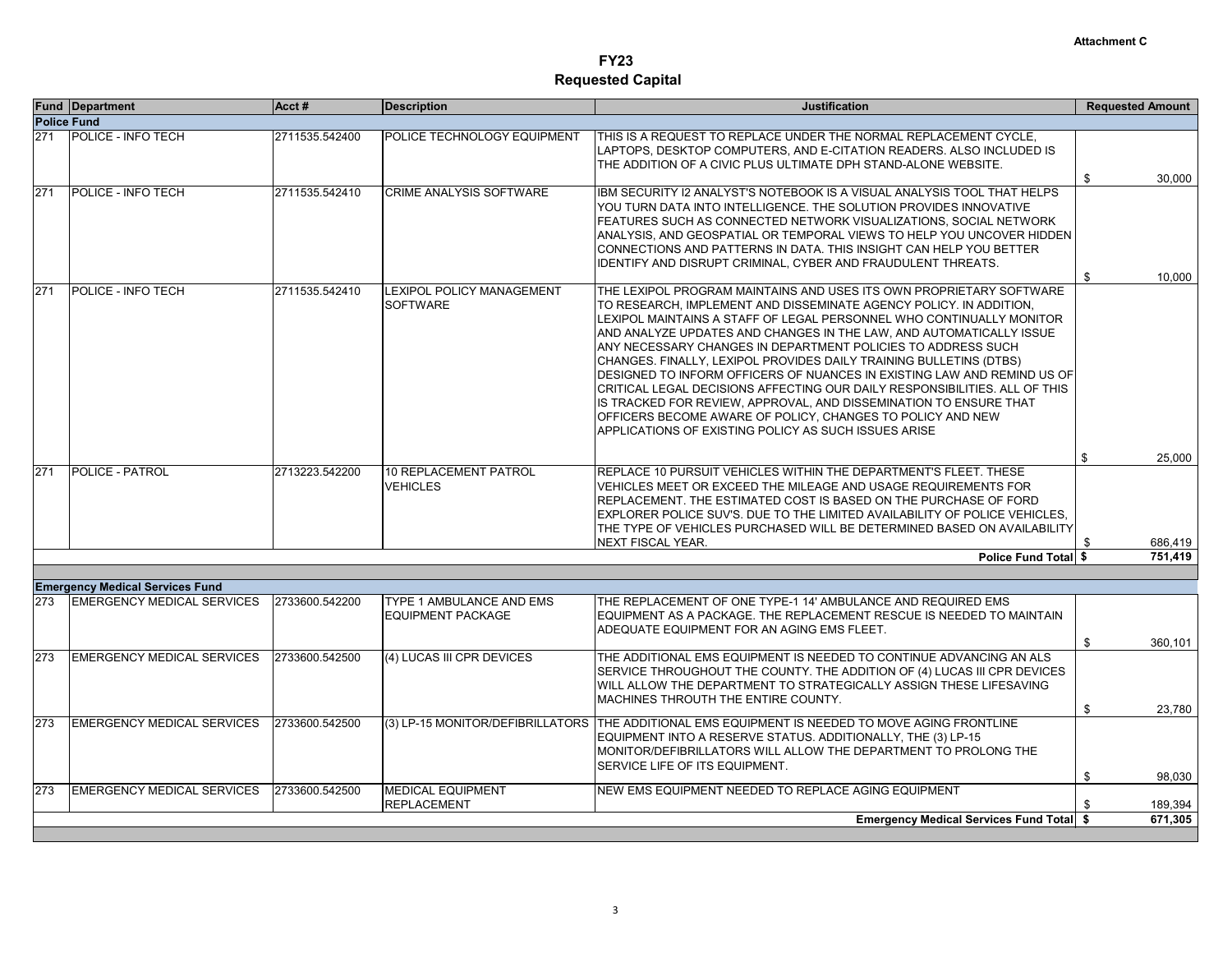Attachment C

# FY23
## Requested Capital

| Fund | Department | Acct # | Description | Justification | Requested Amount |
|---|---|---|---|---|---|
| **Police Fund** | | | | | |
| 271 | POLICE - INFO TECH | 2711535.542400 | POLICE TECHNOLOGY EQUIPMENT | THIS IS A REQUEST TO REPLACE UNDER THE NORMAL REPLACEMENT CYCLE, LAPTOPS, DESKTOP COMPUTERS, AND E-CITATION READERS. ALSO INCLUDED IS THE ADDITION OF A CIVIC PLUS ULTIMATE DPH STAND-ALONE WEBSITE. | $ 30,000 |
| 271 | POLICE - INFO TECH | 2711535.542410 | CRIME ANALYSIS SOFTWARE | IBM SECURITY I2 ANALYST'S NOTEBOOK IS A VISUAL ANALYSIS TOOL THAT HELPS YOU TURN DATA INTO INTELLIGENCE. THE SOLUTION PROVIDES INNOVATIVE FEATURES SUCH AS CONNECTED NETWORK VISUALIZATIONS, SOCIAL NETWORK ANALYSIS, AND GEOSPATIAL OR TEMPORAL VIEWS TO HELP YOU UNCOVER HIDDEN CONNECTIONS AND PATTERNS IN DATA. THIS INSIGHT CAN HELP YOU BETTER IDENTIFY AND DISRUPT CRIMINAL, CYBER AND FRAUDULENT THREATS. | $ 10,000 |
| 271 | POLICE - INFO TECH | 2711535.542410 | LEXIPOL POLICY MANAGEMENT SOFTWARE | THE LEXIPOL PROGRAM MAINTAINS AND USES ITS OWN PROPRIETARY SOFTWARE TO RESEARCH, IMPLEMENT AND DISSEMINATE AGENCY POLICY. IN ADDITION, LEXIPOL MAINTAINS A STAFF OF LEGAL PERSONNEL WHO CONTINUALLY MONITOR AND ANALYZE UPDATES AND CHANGES IN THE LAW, AND AUTOMATICALLY ISSUE ANY NECESSARY CHANGES IN DEPARTMENT POLICIES TO ADDRESS SUCH CHANGES. FINALLY, LEXIPOL PROVIDES DAILY TRAINING BULLETINS (DTBS) DESIGNED TO INFORM OFFICERS OF NUANCES IN EXISTING LAW AND REMIND US OF CRITICAL LEGAL DECISIONS AFFECTING OUR DAILY RESPONSIBILITIES. ALL OF THIS IS TRACKED FOR REVIEW, APPROVAL, AND DISSEMINATION TO ENSURE THAT OFFICERS BECOME AWARE OF POLICY, CHANGES TO POLICY AND NEW APPLICATIONS OF EXISTING POLICY AS SUCH ISSUES ARISE | $ 25,000 |
| 271 | POLICE - PATROL | 2713223.542200 | 10 REPLACEMENT PATROL VEHICLES | REPLACE 10 PURSUIT VEHICLES WITHIN THE DEPARTMENT'S FLEET. THESE VEHICLES MEET OR EXCEED THE MILEAGE AND USAGE REQUIREMENTS FOR REPLACEMENT. THE ESTIMATED COST IS BASED ON THE PURCHASE OF FORD EXPLORER POLICE SUV'S. DUE TO THE LIMITED AVAILABILITY OF POLICE VEHICLES, THE TYPE OF VEHICLES PURCHASED WILL BE DETERMINED BASED ON AVAILABILITY NEXT FISCAL YEAR. | $ 686,419 |
| | | | | **Police Fund Total** | **$ 751,419** |
| **Emergency Medical Services Fund** | | | | | |
| 273 | EMERGENCY MEDICAL SERVICES | 2733600.542200 | TYPE 1 AMBULANCE AND EMS EQUIPMENT PACKAGE | THE REPLACEMENT OF ONE TYPE-1 14' AMBULANCE AND REQUIRED EMS EQUIPMENT AS A PACKAGE. THE REPLACEMENT RESCUE IS NEEDED TO MAINTAIN ADEQUATE EQUIPMENT FOR AN AGING EMS FLEET. | $ 360,101 |
| 273 | EMERGENCY MEDICAL SERVICES | 2733600.542500 | (4) LUCAS III CPR DEVICES | THE ADDITIONAL EMS EQUIPMENT IS NEEDED TO CONTINUE ADVANCING AN ALS SERVICE THROUGHOUT THE COUNTY. THE ADDITION OF (4) LUCAS III CPR DEVICES WILL ALLOW THE DEPARTMENT TO STRATEGICALLY ASSIGN THESE LIFESAVING MACHINES THROUTH THE ENTIRE COUNTY. | $ 23,780 |
| 273 | EMERGENCY MEDICAL SERVICES | 2733600.542500 | (3) LP-15 MONITOR/DEFIBRILLATORS | THE ADDITIONAL EMS EQUIPMENT IS NEEDED TO MOVE AGING FRONTLINE EQUIPMENT INTO A RESERVE STATUS. ADDITIONALLY, THE (3) LP-15 MONITOR/DEFIBRILLATORS WILL ALLOW THE DEPARTMENT TO PROLONG THE SERVICE LIFE OF ITS EQUIPMENT. | $ 98,030 |
| 273 | EMERGENCY MEDICAL SERVICES | 2733600.542500 | MEDICAL EQUIPMENT REPLACEMENT | NEW EMS EQUIPMENT NEEDED TO REPLACE AGING EQUIPMENT | $ 189,394 |
| | | | | **Emergency Medical Services Fund Total** | **$ 671,305** |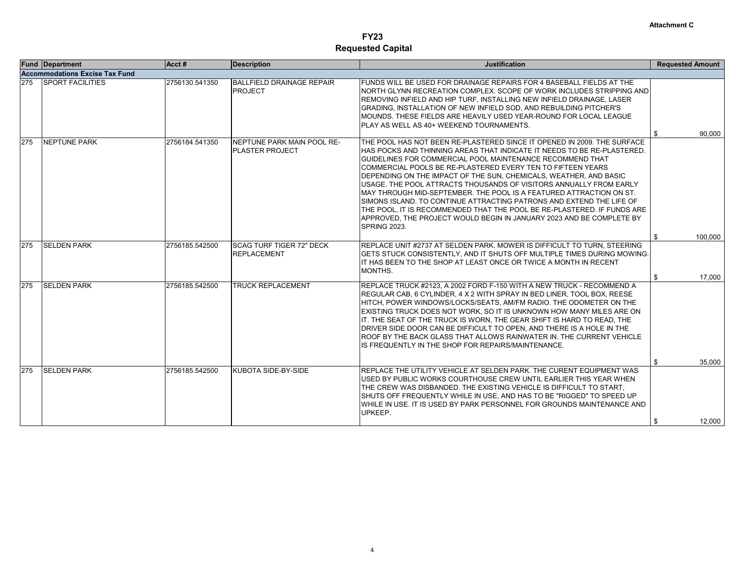**Attachment C**

# FY23
## Requested Capital

| Fund | Department | Acct # | Description | Justification | Requested Amount |
|---|---|---|---|---|---|
| **Accommodations Excise Tax Fund** | | | | | |
| 275 | SPORT FACILITIES | 2756130.541350 | BALLFIELD DRAINAGE REPAIR PROJECT | FUNDS WILL BE USED FOR DRAINAGE REPAIRS FOR 4 BASEBALL FIELDS AT THE NORTH GLYNN RECREATION COMPLEX. SCOPE OF WORK INCLUDES STRIPPING AND REMOVING INFIELD AND HIP TURF, INSTALLING NEW INFIELD DRAINAGE, LASER GRADING, INSTALLATION OF NEW INFIELD SOD, AND REBUILDING PITCHER'S MOUNDS. THESE FIELDS ARE HEAVILY USED YEAR-ROUND FOR LOCAL LEAGUE PLAY AS WELL AS 40+ WEEKEND TOURNAMENTS. | $ 90,000 |
| 275 | NEPTUNE PARK | 2756184.541350 | NEPTUNE PARK MAIN POOL RE-PLASTER PROJECT | THE POOL HAS NOT BEEN RE-PLASTERED SINCE IT OPENED IN 2009. THE SURFACE HAS POCKS AND THINNING AREAS THAT INDICATE IT NEEDS TO BE RE-PLASTERED. GUIDELINES FOR COMMERCIAL POOL MAINTENANCE RECOMMEND THAT COMMERCIAL POOLS BE RE-PLASTERED EVERY TEN TO FIFTEEN YEARS DEPENDING ON THE IMPACT OF THE SUN, CHEMICALS, WEATHER, AND BASIC USAGE. THE POOL ATTRACTS THOUSANDS OF VISITORS ANNUALLY FROM EARLY MAY THROUGH MID-SEPTEMBER. THE POOL IS A FEATURED ATTRACTION ON ST. SIMONS ISLAND. TO CONTINUE ATTRACTING PATRONS AND EXTEND THE LIFE OF THE POOL, IT IS RECOMMENDED THAT THE POOL BE RE-PLASTERED. IF FUNDS ARE APPROVED, THE PROJECT WOULD BEGIN IN JANUARY 2023 AND BE COMPLETE BY SPRING 2023. | $ 100,000 |
| 275 | SELDEN PARK | 2756185.542500 | SCAG TURF TIGER 72" DECK REPLACEMENT | REPLACE UNIT #2737 AT SELDEN PARK. MOWER IS DIFFICULT TO TURN, STEERING GETS STUCK CONSISTENTLY, AND IT SHUTS OFF MULTIPLE TIMES DURING MOWING. IT HAS BEEN TO THE SHOP AT LEAST ONCE OR TWICE A MONTH IN RECENT MONTHS. | $ 17,000 |
| 275 | SELDEN PARK | 2756185.542500 | TRUCK REPLACEMENT | REPLACE TRUCK #2123, A 2002 FORD F-150 WITH A NEW TRUCK - RECOMMEND A REGULAR CAB, 6 CYLINDER, 4 X 2 WITH SPRAY IN BED LINER, TOOL BOX, REESE HITCH, POWER WINDOWS/LOCKS/SEATS, AM/FM RADIO. THE ODOMETER ON THE EXISTING TRUCK DOES NOT WORK, SO IT IS UNKNOWN HOW MANY MILES ARE ON IT. THE SEAT OF THE TRUCK IS WORN, THE GEAR SHIFT IS HARD TO READ, THE DRIVER SIDE DOOR CAN BE DIFFICULT TO OPEN, AND THERE IS A HOLE IN THE ROOF BY THE BACK GLASS THAT ALLOWS RAINWATER IN. THE CURRENT VEHICLE IS FREQUENTLY IN THE SHOP FOR REPAIRS/MAINTENANCE. | $ 35,000 |
| 275 | SELDEN PARK | 2756185.542500 | KUBOTA SIDE-BY-SIDE | REPLACE THE UTILITY VEHICLE AT SELDEN PARK. THE CURENT EQUIPMENT WAS USED BY PUBLIC WORKS COURTHOUSE CREW UNTIL EARLIER THIS YEAR WHEN THE CREW WAS DISBANDED. THE EXISTING VEHICLE IS DIFFICULT TO START, SHUTS OFF FREQUENTLY WHILE IN USE, AND HAS TO BE "RIGGED" TO SPEED UP WHILE IN USE. IT IS USED BY PARK PERSONNEL FOR GROUNDS MAINTENANCE AND UPKEEP. | $ 12,000 |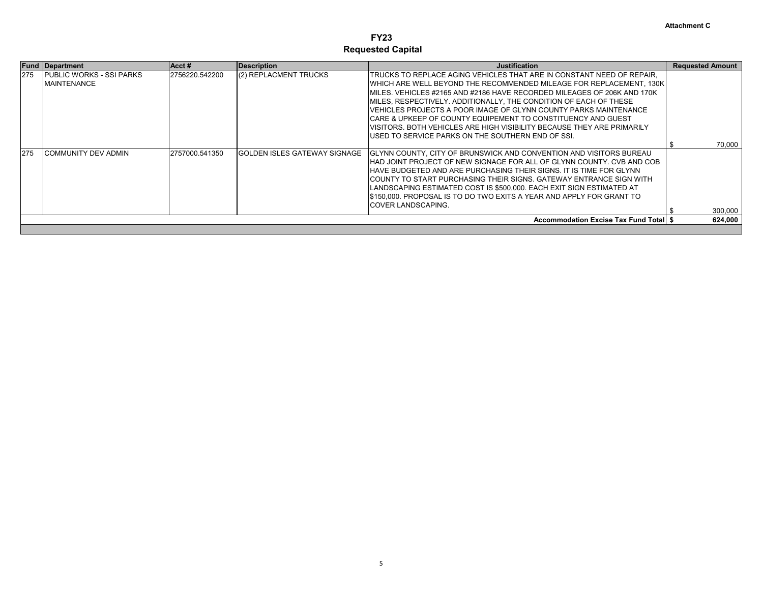Attachment C

# FY23
## Requested Capital

| Fund | Department | Acct # | Description | Justification | Requested Amount |
|---|---|---|---|---|---|
| 275 | PUBLIC WORKS - SSI PARKS MAINTENANCE | 2756220.542200 | (2) REPLACMENT TRUCKS | TRUCKS TO REPLACE AGING VEHICLES THAT ARE IN CONSTANT NEED OF REPAIR, WHICH ARE WELL BEYOND THE RECOMMENDED MILEAGE FOR REPLACEMENT, 130K MILES. VEHICLES #2165 AND #2186 HAVE RECORDED MILEAGES OF 206K AND 170K MILES, RESPECTIVELY. ADDITIONALLY, THE CONDITION OF EACH OF THESE VEHICLES PROJECTS A POOR IMAGE OF GLYNN COUNTY PARKS MAINTENANCE CARE & UPKEEP OF COUNTY EQUIPEMENT TO CONSTITUENCY AND GUEST VISITORS. BOTH VEHICLES ARE HIGH VISIBILITY BECAUSE THEY ARE PRIMARILY USED TO SERVICE PARKS ON THE SOUTHERN END OF SSI. | $ 70,000 |
| 275 | COMMUNITY DEV ADMIN | 2757000.541350 | GOLDEN ISLES GATEWAY SIGNAGE | GLYNN COUNTY, CITY OF BRUNSWICK AND CONVENTION AND VISITORS BUREAU HAD JOINT PROJECT OF NEW SIGNAGE FOR ALL OF GLYNN COUNTY. CVB AND COB HAVE BUDGETED AND ARE PURCHASING THEIR SIGNS. IT IS TIME FOR GLYNN COUNTY TO START PURCHASING THEIR SIGNS. GATEWAY ENTRANCE SIGN WITH LANDSCAPING ESTIMATED COST IS $500,000. EACH EXIT SIGN ESTIMATED AT $150,000. PROPOSAL IS TO DO TWO EXITS A YEAR AND APPLY FOR GRANT TO COVER LANDSCAPING. | $ 300,000 |
| | | | | **Accommodation Excise Tax Fund Total** | **$ 624,000** |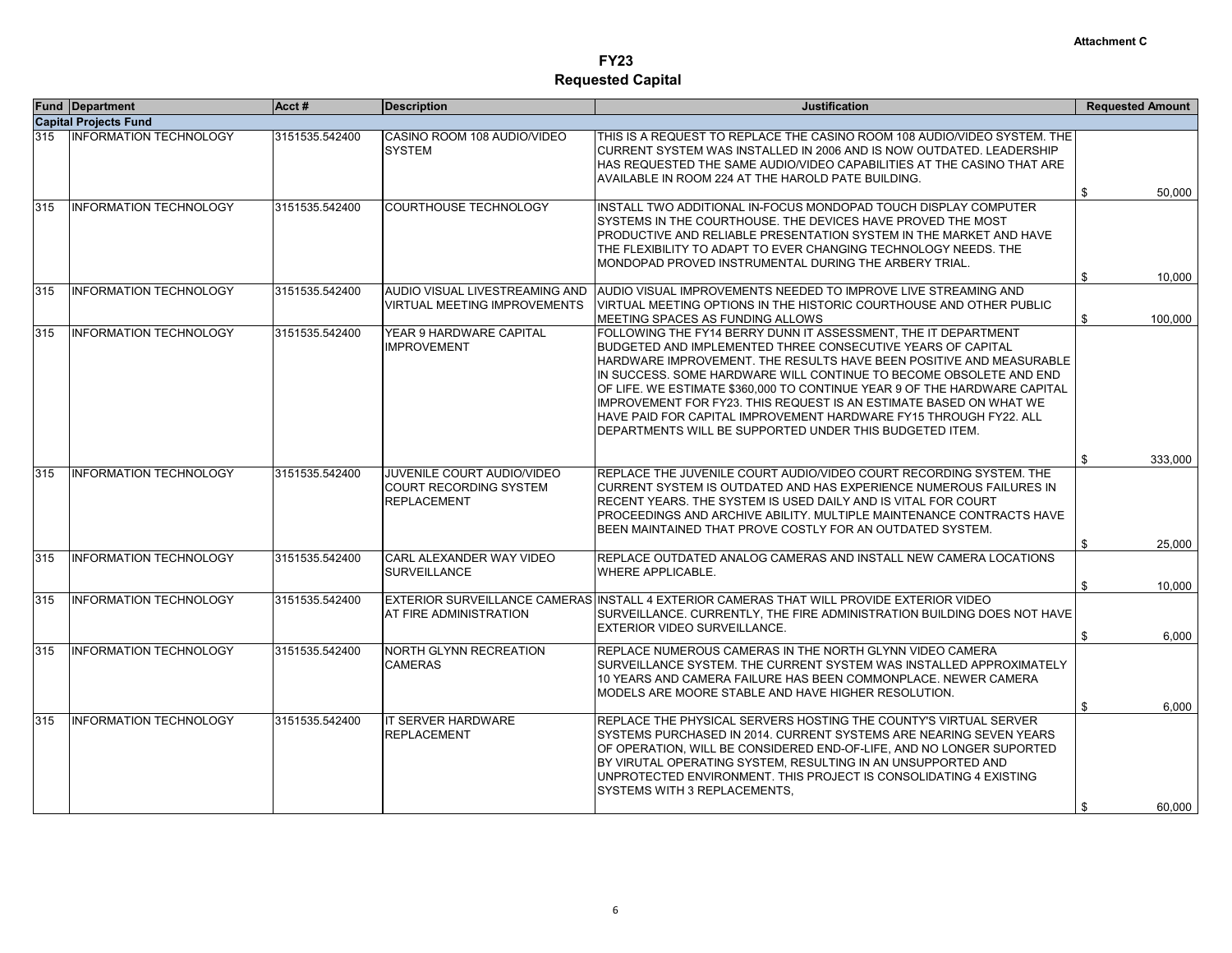Attachment C

# FY23
## Requested Capital

| Fund | Department | Acct # | Description | Justification | Requested Amount |
|---|---|---|---|---|---|
| **Capital Projects Fund** | | | | | |
| 315 | INFORMATION TECHNOLOGY | 3151535.542400 | CASINO ROOM 108 AUDIO/VIDEO SYSTEM | THIS IS A REQUEST TO REPLACE THE CASINO ROOM 108 AUDIO/VIDEO SYSTEM. THE CURRENT SYSTEM WAS INSTALLED IN 2006 AND IS NOW OUTDATED. LEADERSHIP HAS REQUESTED THE SAME AUDIO/VIDEO CAPABILITIES AT THE CASINO THAT ARE AVAILABLE IN ROOM 224 AT THE HAROLD PATE BUILDING. | $ 50,000 |
| 315 | INFORMATION TECHNOLOGY | 3151535.542400 | COURTHOUSE TECHNOLOGY | INSTALL TWO ADDITIONAL IN-FOCUS MONDOPAD TOUCH DISPLAY COMPUTER SYSTEMS IN THE COURTHOUSE. THE DEVICES HAVE PROVED THE MOST PRODUCTIVE AND RELIABLE PRESENTATION SYSTEM IN THE MARKET AND HAVE THE FLEXIBILITY TO ADAPT TO EVER CHANGING TECHNOLOGY NEEDS. THE MONDOPAD PROVED INSTRUMENTAL DURING THE ARBERY TRIAL. | $ 10,000 |
| 315 | INFORMATION TECHNOLOGY | 3151535.542400 | AUDIO VISUAL LIVESTREAMING AND VIRTUAL MEETING IMPROVEMENTS | AUDIO VISUAL IMPROVEMENTS NEEDED TO IMPROVE LIVE STREAMING AND VIRTUAL MEETING OPTIONS IN THE HISTORIC COURTHOUSE AND OTHER PUBLIC MEETING SPACES AS FUNDING ALLOWS | $ 100,000 |
| 315 | INFORMATION TECHNOLOGY | 3151535.542400 | YEAR 9 HARDWARE CAPITAL IMPROVEMENT | FOLLOWING THE FY14 BERRY DUNN IT ASSESSMENT, THE IT DEPARTMENT BUDGETED AND IMPLEMENTED THREE CONSECUTIVE YEARS OF CAPITAL HARDWARE IMPROVEMENT. THE RESULTS HAVE BEEN POSITIVE AND MEASURABLE IN SUCCESS. SOME HARDWARE WILL CONTINUE TO BECOME OBSOLETE AND END OF LIFE. WE ESTIMATE $360,000 TO CONTINUE YEAR 9 OF THE HARDWARE CAPITAL IMPROVEMENT FOR FY23. THIS REQUEST IS AN ESTIMATE BASED ON WHAT WE HAVE PAID FOR CAPITAL IMPROVEMENT HARDWARE FY15 THROUGH FY22. ALL DEPARTMENTS WILL BE SUPPORTED UNDER THIS BUDGETED ITEM. | $ 333,000 |
| 315 | INFORMATION TECHNOLOGY | 3151535.542400 | JUVENILE COURT AUDIO/VIDEO COURT RECORDING SYSTEM REPLACEMENT | REPLACE THE JUVENILE COURT AUDIO/VIDEO COURT RECORDING SYSTEM. THE CURRENT SYSTEM IS OUTDATED AND HAS EXPERIENCE NUMEROUS FAILURES IN RECENT YEARS. THE SYSTEM IS USED DAILY AND IS VITAL FOR COURT PROCEEDINGS AND ARCHIVE ABILITY. MULTIPLE MAINTENANCE CONTRACTS HAVE BEEN MAINTAINED THAT PROVE COSTLY FOR AN OUTDATED SYSTEM. | $ 25,000 |
| 315 | INFORMATION TECHNOLOGY | 3151535.542400 | CARL ALEXANDER WAY VIDEO SURVEILLANCE | REPLACE OUTDATED ANALOG CAMERAS AND INSTALL NEW CAMERA LOCATIONS WHERE APPLICABLE. | $ 10,000 |
| 315 | INFORMATION TECHNOLOGY | 3151535.542400 | EXTERIOR SURVEILLANCE CAMERAS AT FIRE ADMINISTRATION | INSTALL 4 EXTERIOR CAMERAS THAT WILL PROVIDE EXTERIOR VIDEO SURVEILLANCE. CURRENTLY, THE FIRE ADMINISTRATION BUILDING DOES NOT HAVE EXTERIOR VIDEO SURVEILLANCE. | $ 6,000 |
| 315 | INFORMATION TECHNOLOGY | 3151535.542400 | NORTH GLYNN RECREATION CAMERAS | REPLACE NUMEROUS CAMERAS IN THE NORTH GLYNN VIDEO CAMERA SURVEILLANCE SYSTEM. THE CURRENT SYSTEM WAS INSTALLED APPROXIMATELY 10 YEARS AND CAMERA FAILURE HAS BEEN COMMONPLACE. NEWER CAMERA MODELS ARE MOORE STABLE AND HAVE HIGHER RESOLUTION. | $ 6,000 |
| 315 | INFORMATION TECHNOLOGY | 3151535.542400 | IT SERVER HARDWARE REPLACEMENT | REPLACE THE PHYSICAL SERVERS HOSTING THE COUNTY'S VIRTUAL SERVER SYSTEMS PURCHASED IN 2014. CURRENT SYSTEMS ARE NEARING SEVEN YEARS OF OPERATION, WILL BE CONSIDERED END-OF-LIFE, AND NO LONGER SUPORTED BY VIRUTAL OPERATING SYSTEM, RESULTING IN AN UNSUPPORTED AND UNPROTECTED ENVIRONMENT. THIS PROJECT IS CONSOLIDATING 4 EXISTING SYSTEMS WITH 3 REPLACEMENTS, | $ 60,000 |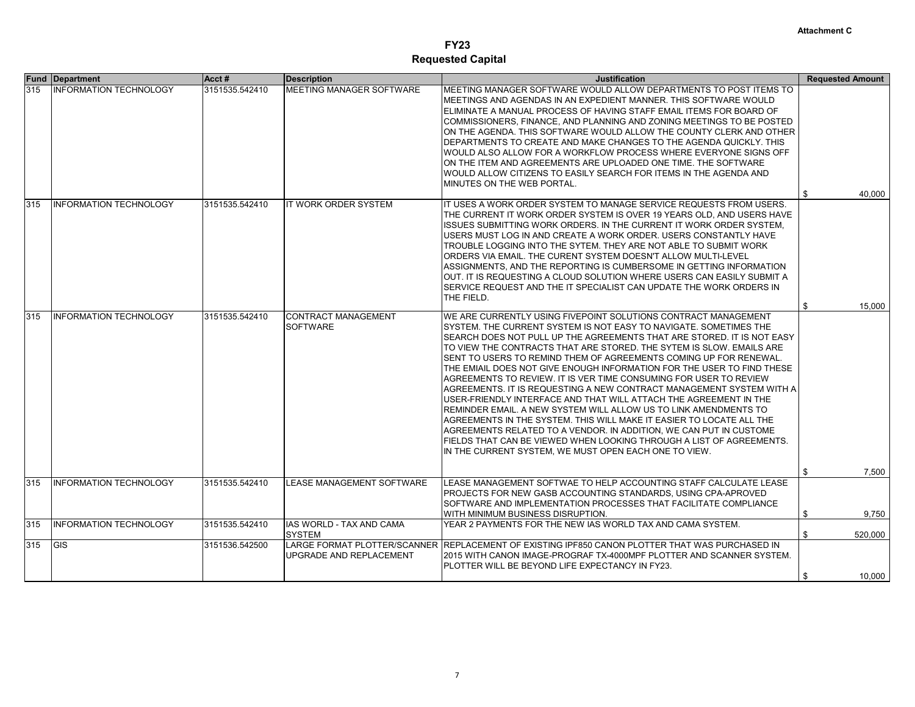Attachment C

# FY23
## Requested Capital

| Fund | Department | Acct # | Description | Justification | Requested Amount |
|---|---|---|---|---|---|
| 315 | INFORMATION TECHNOLOGY | 3151535.542410 | MEETING MANAGER SOFTWARE | MEETING MANAGER SOFTWARE WOULD ALLOW DEPARTMENTS TO POST ITEMS TO MEETINGS AND AGENDAS IN AN EXPEDIENT MANNER. THIS SOFTWARE WOULD ELIMINATE A MANUAL PROCESS OF HAVING STAFF EMAIL ITEMS FOR BOARD OF COMMISSIONERS, FINANCE, AND PLANNING AND ZONING MEETINGS TO BE POSTED ON THE AGENDA. THIS SOFTWARE WOULD ALLOW THE COUNTY CLERK AND OTHER DEPARTMENTS TO CREATE AND MAKE CHANGES TO THE AGENDA QUICKLY. THIS WOULD ALSO ALLOW FOR A WORKFLOW PROCESS WHERE EVERYONE SIGNS OFF ON THE ITEM AND AGREEMENTS ARE UPLOADED ONE TIME. THE SOFTWARE WOULD ALLOW CITIZENS TO EASILY SEARCH FOR ITEMS IN THE AGENDA AND MINUTES ON THE WEB PORTAL. | $ 40,000 |
| 315 | INFORMATION TECHNOLOGY | 3151535.542410 | IT WORK ORDER SYSTEM | IT USES A WORK ORDER SYSTEM TO MANAGE SERVICE REQUESTS FROM USERS. THE CURRENT IT WORK ORDER SYSTEM IS OVER 19 YEARS OLD, AND USERS HAVE ISSUES SUBMITTING WORK ORDERS. IN THE CURRENT IT WORK ORDER SYSTEM, USERS MUST LOG IN AND CREATE A WORK ORDER. USERS CONSTANTLY HAVE TROUBLE LOGGING INTO THE SYTEM. THEY ARE NOT ABLE TO SUBMIT WORK ORDERS VIA EMAIL. THE CURENT SYSTEM DOESN'T ALLOW MULTI-LEVEL ASSIGNMENTS, AND THE REPORTING IS CUMBERSOME IN GETTING INFORMATION OUT. IT IS REQUESTING A CLOUD SOLUTION WHERE USERS CAN EASILY SUBMIT A SERVICE REQUEST AND THE IT SPECIALIST CAN UPDATE THE WORK ORDERS IN THE FIELD. | $ 15,000 |
| 315 | INFORMATION TECHNOLOGY | 3151535.542410 | CONTRACT MANAGEMENT SOFTWARE | WE ARE CURRENTLY USING FIVEPOINT SOLUTIONS CONTRACT MANAGEMENT SYSTEM. THE CURRENT SYSTEM IS NOT EASY TO NAVIGATE. SOMETIMES THE SEARCH DOES NOT PULL UP THE AGREEMENTS THAT ARE STORED. IT IS NOT EASY TO VIEW THE CONTRACTS THAT ARE STORED. THE SYTEM IS SLOW. EMAILS ARE SENT TO USERS TO REMIND THEM OF AGREEMENTS COMING UP FOR RENEWAL. THE EMIAIL DOES NOT GIVE ENOUGH INFORMATION FOR THE USER TO FIND THESE AGREEMENTS TO REVIEW. IT IS VER TIME CONSUMING FOR USER TO REVIEW AGREEMENTS. IT IS REQUESTING A NEW CONTRACT MANAGEMENT SYSTEM WITH A USER-FRIENDLY INTERFACE AND THAT WILL ATTACH THE AGREEMENT IN THE REMINDER EMAIL. A NEW SYSTEM WILL ALLOW US TO LINK AMENDMENTS TO AGREEMENTS IN THE SYSTEM. THIS WILL MAKE IT EASIER TO LOCATE ALL THE AGREEMENTS RELATED TO A VENDOR. IN ADDITION, WE CAN PUT IN CUSTOME FIELDS THAT CAN BE VIEWED WHEN LOOKING THROUGH A LIST OF AGREEMENTS. IN THE CURRENT SYSTEM, WE MUST OPEN EACH ONE TO VIEW. | $ 7,500 |
| 315 | INFORMATION TECHNOLOGY | 3151535.542410 | LEASE MANAGEMENT SOFTWARE | LEASE MANAGEMENT SOFTWAE TO HELP ACCOUNTING STAFF CALCULATE LEASE PROJECTS FOR NEW GASB ACCOUNTING STANDARDS, USING CPA-APROVED SOFTWARE AND IMPLEMENTATION PROCESSES THAT FACILITATE COMPLIANCE WITH MINIMUM BUSINESS DISRUPTION. | $ 9,750 |
| 315 | INFORMATION TECHNOLOGY | 3151535.542410 | IAS WORLD - TAX AND CAMA SYSTEM | YEAR 2 PAYMENTS FOR THE NEW IAS WORLD TAX AND CAMA SYSTEM. | $ 520,000 |
| 315 | GIS | 3151536.542500 | LARGE FORMAT PLOTTER/SCANNER UPGRADE AND REPLACEMENT | REPLACEMENT OF EXISTING IPF850 CANON PLOTTER THAT WAS PURCHASED IN 2015 WITH CANON IMAGE-PROGRAF TX-4000MPF PLOTTER AND SCANNER SYSTEM. PLOTTER WILL BE BEYOND LIFE EXPECTANCY IN FY23. | $ 10,000 |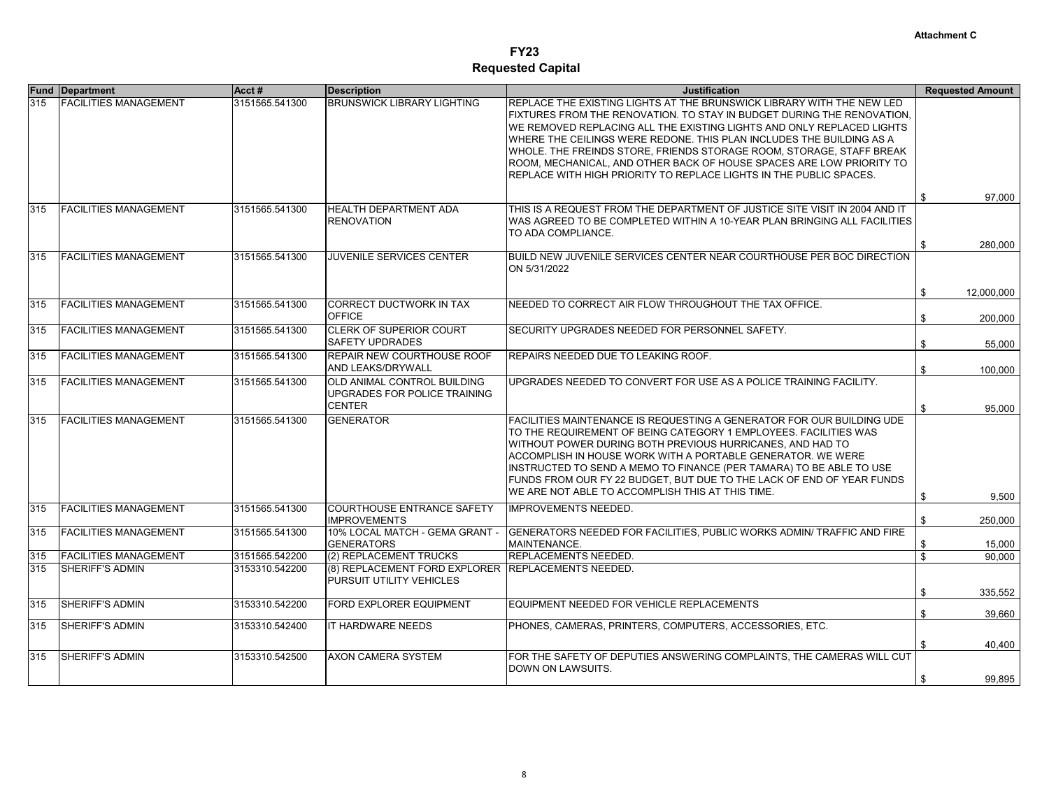Attachment C

# FY23
## Requested Capital

| Fund | Department | Acct # | Description | Justification | Requested Amount |
|---|---|---|---|---|---|
| 315 | FACILITIES MANAGEMENT | 3151565.541300 | BRUNSWICK LIBRARY LIGHTING | REPLACE THE EXISTING LIGHTS AT THE BRUNSWICK LIBRARY WITH THE NEW LED FIXTURES FROM THE RENOVATION. TO STAY IN BUDGET DURING THE RENOVATION, WE REMOVED REPLACING ALL THE EXISTING LIGHTS AND ONLY REPLACED LIGHTS WHERE THE CEILINGS WERE REDONE. THIS PLAN INCLUDES THE BUILDING AS A WHOLE. THE FREINDS STORE, FRIENDS STORAGE ROOM, STORAGE, STAFF BREAK ROOM, MECHANICAL, AND OTHER BACK OF HOUSE SPACES ARE LOW PRIORITY TO REPLACE WITH HIGH PRIORITY TO REPLACE LIGHTS IN THE PUBLIC SPACES. | $ 97,000 |
| 315 | FACILITIES MANAGEMENT | 3151565.541300 | HEALTH DEPARTMENT ADA RENOVATION | THIS IS A REQUEST FROM THE DEPARTMENT OF JUSTICE SITE VISIT IN 2004 AND IT WAS AGREED TO BE COMPLETED WITHIN A 10-YEAR PLAN BRINGING ALL FACILITIES TO ADA COMPLIANCE. | $ 280,000 |
| 315 | FACILITIES MANAGEMENT | 3151565.541300 | JUVENILE SERVICES CENTER | BUILD NEW JUVENILE SERVICES CENTER NEAR COURTHOUSE PER BOC DIRECTION ON 5/31/2022 | $ 12,000,000 |
| 315 | FACILITIES MANAGEMENT | 3151565.541300 | CORRECT DUCTWORK IN TAX OFFICE | NEEDED TO CORRECT AIR FLOW THROUGHOUT THE TAX OFFICE. | $ 200,000 |
| 315 | FACILITIES MANAGEMENT | 3151565.541300 | CLERK OF SUPERIOR COURT SAFETY UPDRADES | SECURITY UPGRADES NEEDED FOR PERSONNEL SAFETY. | $ 55,000 |
| 315 | FACILITIES MANAGEMENT | 3151565.541300 | REPAIR NEW COURTHOUSE ROOF AND LEAKS/DRYWALL | REPAIRS NEEDED DUE TO LEAKING ROOF. | $ 100,000 |
| 315 | FACILITIES MANAGEMENT | 3151565.541300 | OLD ANIMAL CONTROL BUILDING UPGRADES FOR POLICE TRAINING CENTER | UPGRADES NEEDED TO CONVERT FOR USE AS A POLICE TRAINING FACILITY. | $ 95,000 |
| 315 | FACILITIES MANAGEMENT | 3151565.541300 | GENERATOR | FACILITIES MAINTENANCE IS REQUESTING A GENERATOR FOR OUR BUILDING UDE TO THE REQUIREMENT OF BEING CATEGORY 1 EMPLOYEES. FACILITIES WAS WITHOUT POWER DURING BOTH PREVIOUS HURRICANES, AND HAD TO ACCOMPLISH IN HOUSE WORK WITH A PORTABLE GENERATOR. WE WERE INSTRUCTED TO SEND A MEMO TO FINANCE (PER TAMARA) TO BE ABLE TO USE FUNDS FROM OUR FY 22 BUDGET, BUT DUE TO THE LACK OF END OF YEAR FUNDS WE ARE NOT ABLE TO ACCOMPLISH THIS AT THIS TIME. | $ 9,500 |
| 315 | FACILITIES MANAGEMENT | 3151565.541300 | COURTHOUSE ENTRANCE SAFETY IMPROVEMENTS | IMPROVEMENTS NEEDED. | $ 250,000 |
| 315 | FACILITIES MANAGEMENT | 3151565.541300 | 10% LOCAL MATCH - GEMA GRANT - GENERATORS | GENERATORS NEEDED FOR FACILITIES, PUBLIC WORKS ADMIN/ TRAFFIC AND FIRE MAINTENANCE. | $ 15,000 |
| 315 | FACILITIES MANAGEMENT | 3151565.542200 | (2) REPLACEMENT TRUCKS | REPLACEMENTS NEEDED. | $ 90,000 |
| 315 | SHERIFF'S ADMIN | 3153310.542200 | (8) REPLACEMENT FORD EXPLORER PURSUIT UTILITY VEHICLES | REPLACEMENTS NEEDED. | $ 335,552 |
| 315 | SHERIFF'S ADMIN | 3153310.542200 | FORD EXPLORER EQUIPMENT | EQUIPMENT NEEDED FOR VEHICLE REPLACEMENTS | $ 39,660 |
| 315 | SHERIFF'S ADMIN | 3153310.542400 | IT HARDWARE NEEDS | PHONES, CAMERAS, PRINTERS, COMPUTERS, ACCESSORIES, ETC. | $ 40,400 |
| 315 | SHERIFF'S ADMIN | 3153310.542500 | AXON CAMERA SYSTEM | FOR THE SAFETY OF DEPUTIES ANSWERING COMPLAINTS, THE CAMERAS WILL CUT DOWN ON LAWSUITS. | $ 99,895 |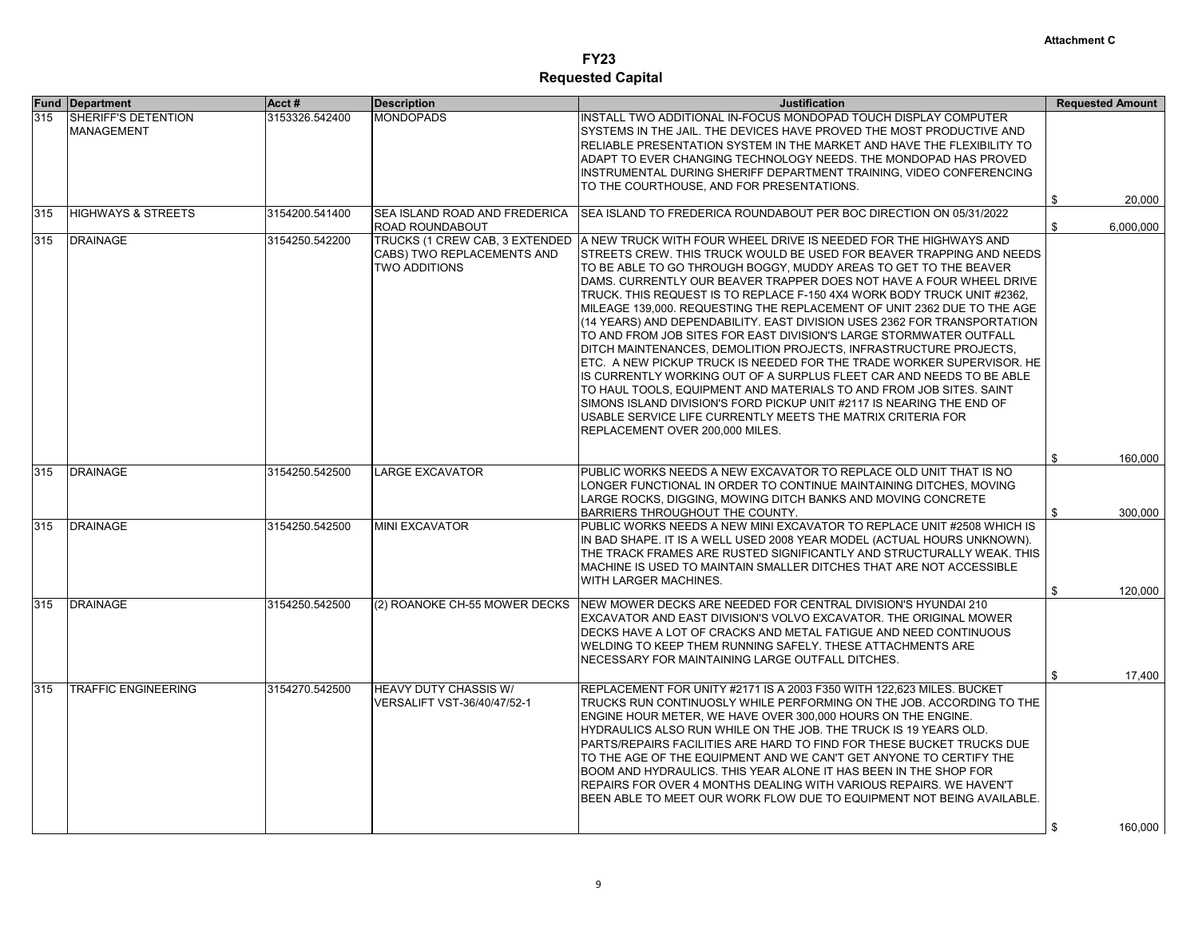Attachment C

# FY23
## Requested Capital

| Fund | Department | Acct # | Description | Justification | Requested Amount |
|---|---|---|---|---|---|
| 315 | SHERIFF'S DETENTION MANAGEMENT | 3153326.542400 | MONDOPADS | INSTALL TWO ADDITIONAL IN-FOCUS MONDOPAD TOUCH DISPLAY COMPUTER SYSTEMS IN THE JAIL. THE DEVICES HAVE PROVED THE MOST PRODUCTIVE AND RELIABLE PRESENTATION SYSTEM IN THE MARKET AND HAVE THE FLEXIBILITY TO ADAPT TO EVER CHANGING TECHNOLOGY NEEDS. THE MONDOPAD HAS PROVED INSTRUMENTAL DURING SHERIFF DEPARTMENT TRAINING, VIDEO CONFERENCING TO THE COURTHOUSE, AND FOR PRESENTATIONS. | $ 20,000 |
| 315 | HIGHWAYS & STREETS | 3154200.541400 | SEA ISLAND ROAD AND FREDERICA ROAD ROUNDABOUT | SEA ISLAND TO FREDERICA ROUNDABOUT PER BOC DIRECTION ON 05/31/2022 | $ 6,000,000 |
| 315 | DRAINAGE | 3154250.542200 | TRUCKS (1 CREW CAB, 3 EXTENDED CABS) TWO REPLACEMENTS AND TWO ADDITIONS | A NEW TRUCK WITH FOUR WHEEL DRIVE IS NEEDED FOR THE HIGHWAYS AND STREETS CREW. THIS TRUCK WOULD BE USED FOR BEAVER TRAPPING AND NEEDS TO BE ABLE TO GO THROUGH BOGGY, MUDDY AREAS TO GET TO THE BEAVER DAMS. CURRENTLY OUR BEAVER TRAPPER DOES NOT HAVE A FOUR WHEEL DRIVE TRUCK. THIS REQUEST IS TO REPLACE F-150 4X4 WORK BODY TRUCK UNIT #2362, MILEAGE 139,000. REQUESTING THE REPLACEMENT OF UNIT 2362 DUE TO THE AGE (14 YEARS) AND DEPENDABILITY. EAST DIVISION USES 2362 FOR TRANSPORTATION TO AND FROM JOB SITES FOR EAST DIVISION'S LARGE STORMWATER OUTFALL DITCH MAINTENANCES, DEMOLITION PROJECTS, INFRASTRUCTURE PROJECTS, ETC. A NEW PICKUP TRUCK IS NEEDED FOR THE TRADE WORKER SUPERVISOR. HE IS CURRENTLY WORKING OUT OF A SURPLUS FLEET CAR AND NEEDS TO BE ABLE TO HAUL TOOLS, EQUIPMENT AND MATERIALS TO AND FROM JOB SITES. SAINT SIMONS ISLAND DIVISION'S FORD PICKUP UNIT #2117 IS NEARING THE END OF USABLE SERVICE LIFE CURRENTLY MEETS THE MATRIX CRITERIA FOR REPLACEMENT OVER 200,000 MILES. | $ 160,000 |
| 315 | DRAINAGE | 3154250.542500 | LARGE EXCAVATOR | PUBLIC WORKS NEEDS A NEW EXCAVATOR TO REPLACE OLD UNIT THAT IS NO LONGER FUNCTIONAL IN ORDER TO CONTINUE MAINTAINING DITCHES, MOVING LARGE ROCKS, DIGGING, MOWING DITCH BANKS AND MOVING CONCRETE BARRIERS THROUGHOUT THE COUNTY. | $ 300,000 |
| 315 | DRAINAGE | 3154250.542500 | MINI EXCAVATOR | PUBLIC WORKS NEEDS A NEW MINI EXCAVATOR TO REPLACE UNIT #2508 WHICH IS IN BAD SHAPE. IT IS A WELL USED 2008 YEAR MODEL (ACTUAL HOURS UNKNOWN). THE TRACK FRAMES ARE RUSTED SIGNIFICANTLY AND STRUCTURALLY WEAK. THIS MACHINE IS USED TO MAINTAIN SMALLER DITCHES THAT ARE NOT ACCESSIBLE WITH LARGER MACHINES. | $ 120,000 |
| 315 | DRAINAGE | 3154250.542500 | (2) ROANOKE CH-55 MOWER DECKS | NEW MOWER DECKS ARE NEEDED FOR CENTRAL DIVISION'S HYUNDAI 210 EXCAVATOR AND EAST DIVISION'S VOLVO EXCAVATOR. THE ORIGINAL MOWER DECKS HAVE A LOT OF CRACKS AND METAL FATIGUE AND NEED CONTINUOUS WELDING TO KEEP THEM RUNNING SAFELY. THESE ATTACHMENTS ARE NECESSARY FOR MAINTAINING LARGE OUTFALL DITCHES. | $ 17,400 |
| 315 | TRAFFIC ENGINEERING | 3154270.542500 | HEAVY DUTY CHASSIS W/ VERSALIFT VST-36/40/47/52-1 | REPLACEMENT FOR UNITY #2171 IS A 2003 F350 WITH 122,623 MILES. BUCKET TRUCKS RUN CONTINUOSLY WHILE PERFORMING ON THE JOB. ACCORDING TO THE ENGINE HOUR METER, WE HAVE OVER 300,000 HOURS ON THE ENGINE. HYDRAULICS ALSO RUN WHILE ON THE JOB. THE TRUCK IS 19 YEARS OLD. PARTS/REPAIRS FACILITIES ARE HARD TO FIND FOR THESE BUCKET TRUCKS DUE TO THE AGE OF THE EQUIPMENT AND WE CAN'T GET ANYONE TO CERTIFY THE BOOM AND HYDRAULICS. THIS YEAR ALONE IT HAS BEEN IN THE SHOP FOR REPAIRS FOR OVER 4 MONTHS DEALING WITH VARIOUS REPAIRS. WE HAVEN'T BEEN ABLE TO MEET OUR WORK FLOW DUE TO EQUIPMENT NOT BEING AVAILABLE. | $ 160,000 |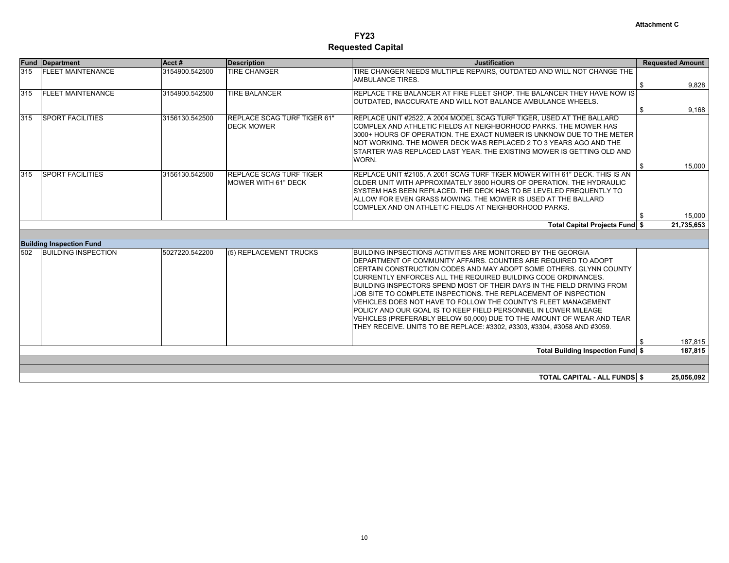Attachment C

# FY23
## Requested Capital

| Fund | Department | Acct # | Description | Justification | Requested Amount |
|---|---|---|---|---|---|
| 315 | FLEET MAINTENANCE | 3154900.542500 | TIRE CHANGER | TIRE CHANGER NEEDS MULTIPLE REPAIRS, OUTDATED AND WILL NOT CHANGE THE AMBULANCE TIRES. | $ 9,828 |
| 315 | FLEET MAINTENANCE | 3154900.542500 | TIRE BALANCER | REPLACE TIRE BALANCER AT FIRE FLEET SHOP. THE BALANCER THEY HAVE NOW IS OUTDATED, INACCURATE AND WILL NOT BALANCE AMBULANCE WHEELS. | $ 9,168 |
| 315 | SPORT FACILITIES | 3156130.542500 | REPLACE SCAG TURF TIGER 61" DECK MOWER | REPLACE UNIT #2522, A 2004 MODEL SCAG TURF TIGER, USED AT THE BALLARD COMPLEX AND ATHLETIC FIELDS AT NEIGHBORHOOD PARKS. THE MOWER HAS 3000+ HOURS OF OPERATION. THE EXACT NUMBER IS UNKNOW DUE TO THE METER NOT WORKING. THE MOWER DECK WAS REPLACED 2 TO 3 YEARS AGO AND THE STARTER WAS REPLACED LAST YEAR. THE EXISTING MOWER IS GETTING OLD AND WORN. | $ 15,000 |
| 315 | SPORT FACILITIES | 3156130.542500 | REPLACE SCAG TURF TIGER MOWER WITH 61" DECK | REPLACE UNIT #2105, A 2001 SCAG TURF TIGER MOWER WITH 61" DECK. THIS IS AN OLDER UNIT WITH APPROXIMATELY 3900 HOURS OF OPERATION. THE HYDRAULIC SYSTEM HAS BEEN REPLACED. THE DECK HAS TO BE LEVELED FREQUENTLY TO ALLOW FOR EVEN GRASS MOWING. THE MOWER IS USED AT THE BALLARD COMPLEX AND ON ATHLETIC FIELDS AT NEIGHBORHOOD PARKS. | $ 15,000 |
| | | | | **Total Capital Projects Fund** | **$ 21,735,653** |
| **Building Inspection Fund** | | | | | |
| 502 | BUILDING INSPECTION | 5027220.542200 | (5) REPLACEMENT TRUCKS | BUILDING INPSECTIONS ACTIVITIES ARE MONITORED BY THE GEORGIA DEPARTMENT OF COMMUNITY AFFAIRS. COUNTIES ARE REQUIRED TO ADOPT CERTAIN CONSTRUCTION CODES AND MAY ADOPT SOME OTHERS. GLYNN COUNTY CURRENTLY ENFORCES ALL THE REQUIRED BUILDING CODE ORDINANCES. BUILDING INSPECTORS SPEND MOST OF THEIR DAYS IN THE FIELD DRIVING FROM JOB SITE TO COMPLETE INSPECTIONS. THE REPLACEMENT OF INSPECTION VEHICLES DOES NOT HAVE TO FOLLOW THE COUNTY'S FLEET MANAGEMENT POLICY AND OUR GOAL IS TO KEEP FIELD PERSONNEL IN LOWER MILEAGE VEHICLES (PREFERABLY BELOW 50,000) DUE TO THE AMOUNT OF WEAR AND TEAR THEY RECEIVE. UNITS TO BE REPLACE: #3302, #3303, #3304, #3058 AND #3059. | $ 187,815 |
| | | | | **Total Building Inspection Fund** | **$ 187,815** |
| | | | | **TOTAL CAPITAL - ALL FUNDS** | **$ 25,056,092** |